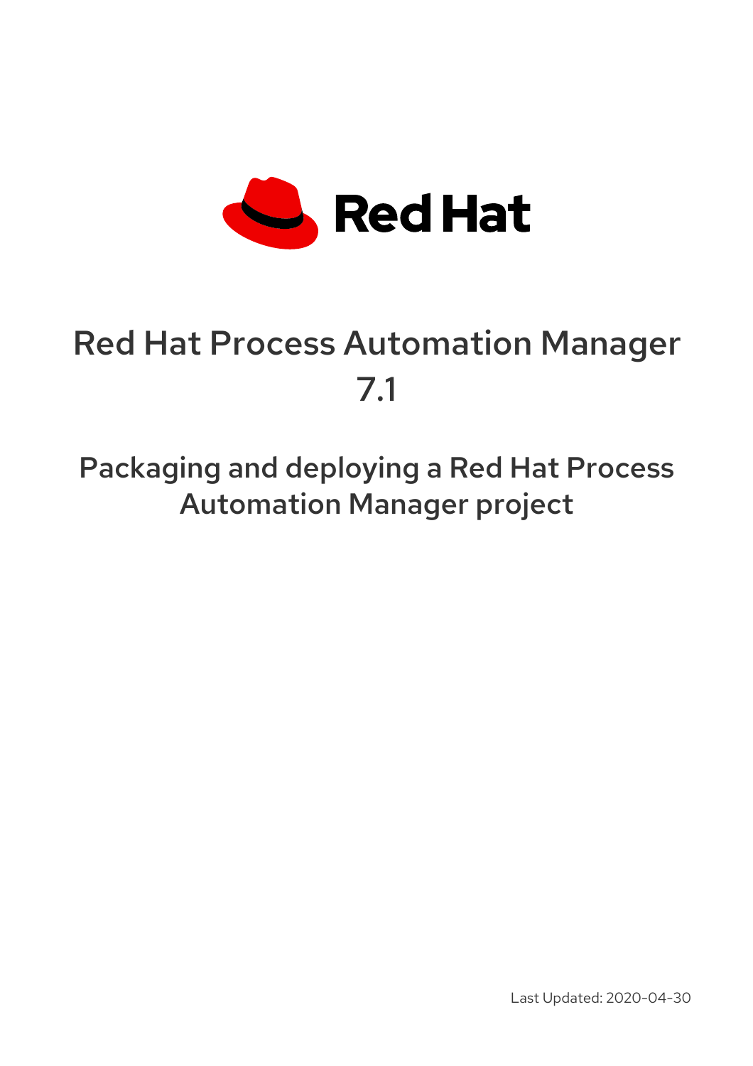Red Hat

# Red Hat Process Automation Manager 7.1

## Packaging and deploying a Red Hat Process Automation Manager project

Last Updated: 2020-04-30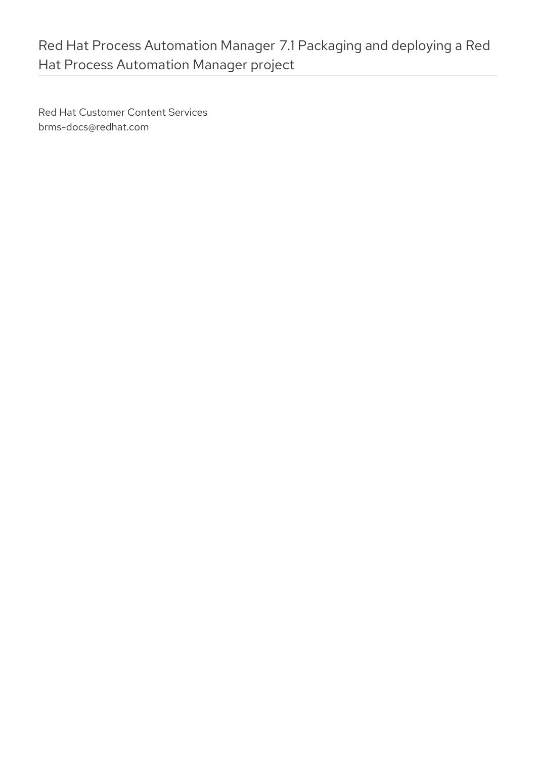# Red Hat Process Automation Manager 7.1 Packaging and deploying a Red Hat Process Automation Manager project

Red Hat Customer Content Services
brms-docs@redhat.com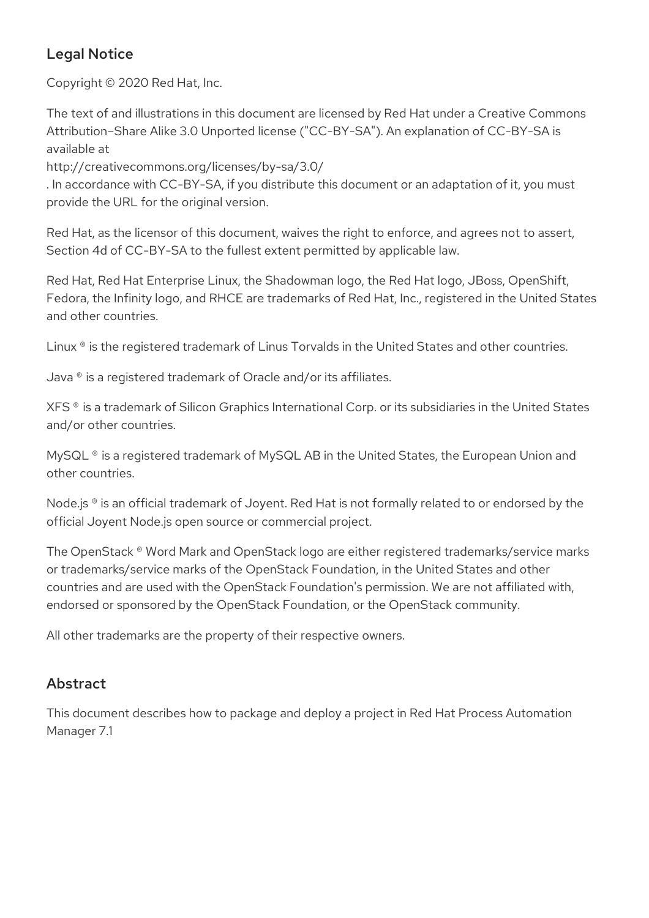## Legal Notice

Copyright © 2020 Red Hat, Inc.

The text of and illustrations in this document are licensed by Red Hat under a Creative Commons Attribution–Share Alike 3.0 Unported license ("CC-BY-SA"). An explanation of CC-BY-SA is available at
http://creativecommons.org/licenses/by-sa/3.0/
. In accordance with CC-BY-SA, if you distribute this document or an adaptation of it, you must provide the URL for the original version.

Red Hat, as the licensor of this document, waives the right to enforce, and agrees not to assert, Section 4d of CC-BY-SA to the fullest extent permitted by applicable law.

Red Hat, Red Hat Enterprise Linux, the Shadowman logo, the Red Hat logo, JBoss, OpenShift, Fedora, the Infinity logo, and RHCE are trademarks of Red Hat, Inc., registered in the United States and other countries.

Linux ® is the registered trademark of Linus Torvalds in the United States and other countries.

Java ® is a registered trademark of Oracle and/or its affiliates.

XFS ® is a trademark of Silicon Graphics International Corp. or its subsidiaries in the United States and/or other countries.

MySQL ® is a registered trademark of MySQL AB in the United States, the European Union and other countries.

Node.js ® is an official trademark of Joyent. Red Hat is not formally related to or endorsed by the official Joyent Node.js open source or commercial project.

The OpenStack ® Word Mark and OpenStack logo are either registered trademarks/service marks or trademarks/service marks of the OpenStack Foundation, in the United States and other countries and are used with the OpenStack Foundation's permission. We are not affiliated with, endorsed or sponsored by the OpenStack Foundation, or the OpenStack community.

All other trademarks are the property of their respective owners.

## Abstract

This document describes how to package and deploy a project in Red Hat Process Automation Manager 7.1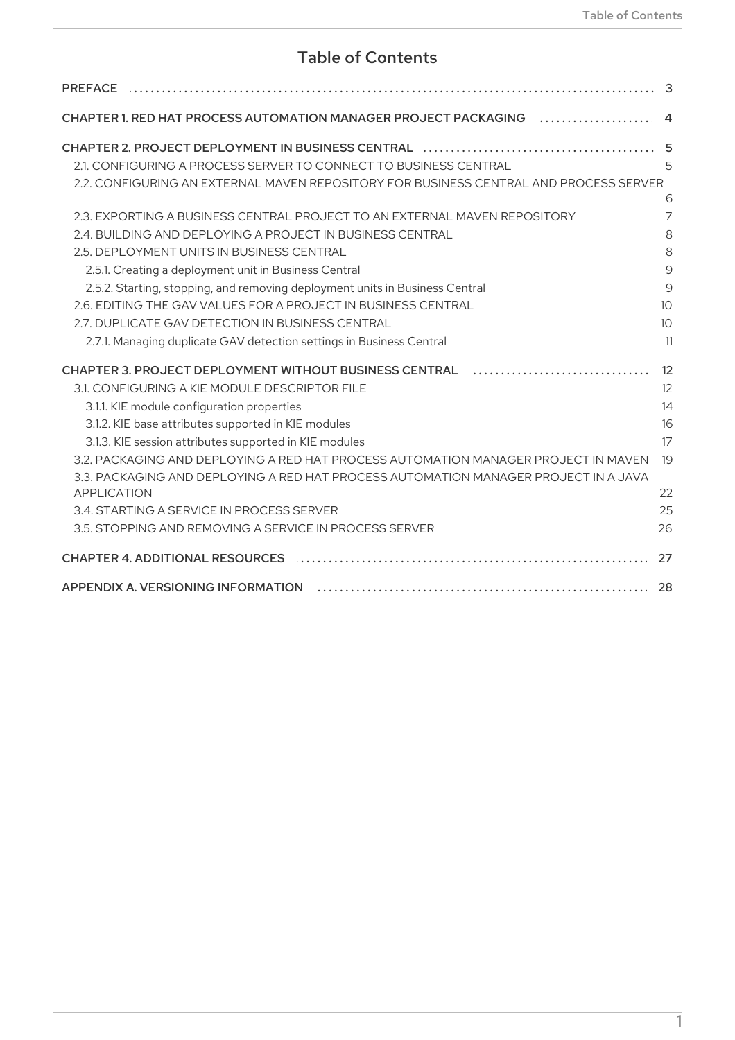# Table of Contents

- PREFACE ... 3
- CHAPTER 1. RED HAT PROCESS AUTOMATION MANAGER PROJECT PACKAGING ... 4
- CHAPTER 2. PROJECT DEPLOYMENT IN BUSINESS CENTRAL ... 5
  - 2.1. CONFIGURING A PROCESS SERVER TO CONNECT TO BUSINESS CENTRAL ... 5
  - 2.2. CONFIGURING AN EXTERNAL MAVEN REPOSITORY FOR BUSINESS CENTRAL AND PROCESS SERVER ... 6
  - 2.3. EXPORTING A BUSINESS CENTRAL PROJECT TO AN EXTERNAL MAVEN REPOSITORY ... 7
  - 2.4. BUILDING AND DEPLOYING A PROJECT IN BUSINESS CENTRAL ... 8
  - 2.5. DEPLOYMENT UNITS IN BUSINESS CENTRAL ... 8
    - 2.5.1. Creating a deployment unit in Business Central ... 9
    - 2.5.2. Starting, stopping, and removing deployment units in Business Central ... 9
  - 2.6. EDITING THE GAV VALUES FOR A PROJECT IN BUSINESS CENTRAL ... 10
  - 2.7. DUPLICATE GAV DETECTION IN BUSINESS CENTRAL ... 10
    - 2.7.1. Managing duplicate GAV detection settings in Business Central ... 11
- CHAPTER 3. PROJECT DEPLOYMENT WITHOUT BUSINESS CENTRAL ... 12
  - 3.1. CONFIGURING A KIE MODULE DESCRIPTOR FILE ... 12
    - 3.1.1. KIE module configuration properties ... 14
    - 3.1.2. KIE base attributes supported in KIE modules ... 16
    - 3.1.3. KIE session attributes supported in KIE modules ... 17
  - 3.2. PACKAGING AND DEPLOYING A RED HAT PROCESS AUTOMATION MANAGER PROJECT IN MAVEN ... 19
  - 3.3. PACKAGING AND DEPLOYING A RED HAT PROCESS AUTOMATION MANAGER PROJECT IN A JAVA APPLICATION ... 22
  - 3.4. STARTING A SERVICE IN PROCESS SERVER ... 25
  - 3.5. STOPPING AND REMOVING A SERVICE IN PROCESS SERVER ... 26
- CHAPTER 4. ADDITIONAL RESOURCES ... 27
- APPENDIX A. VERSIONING INFORMATION ... 28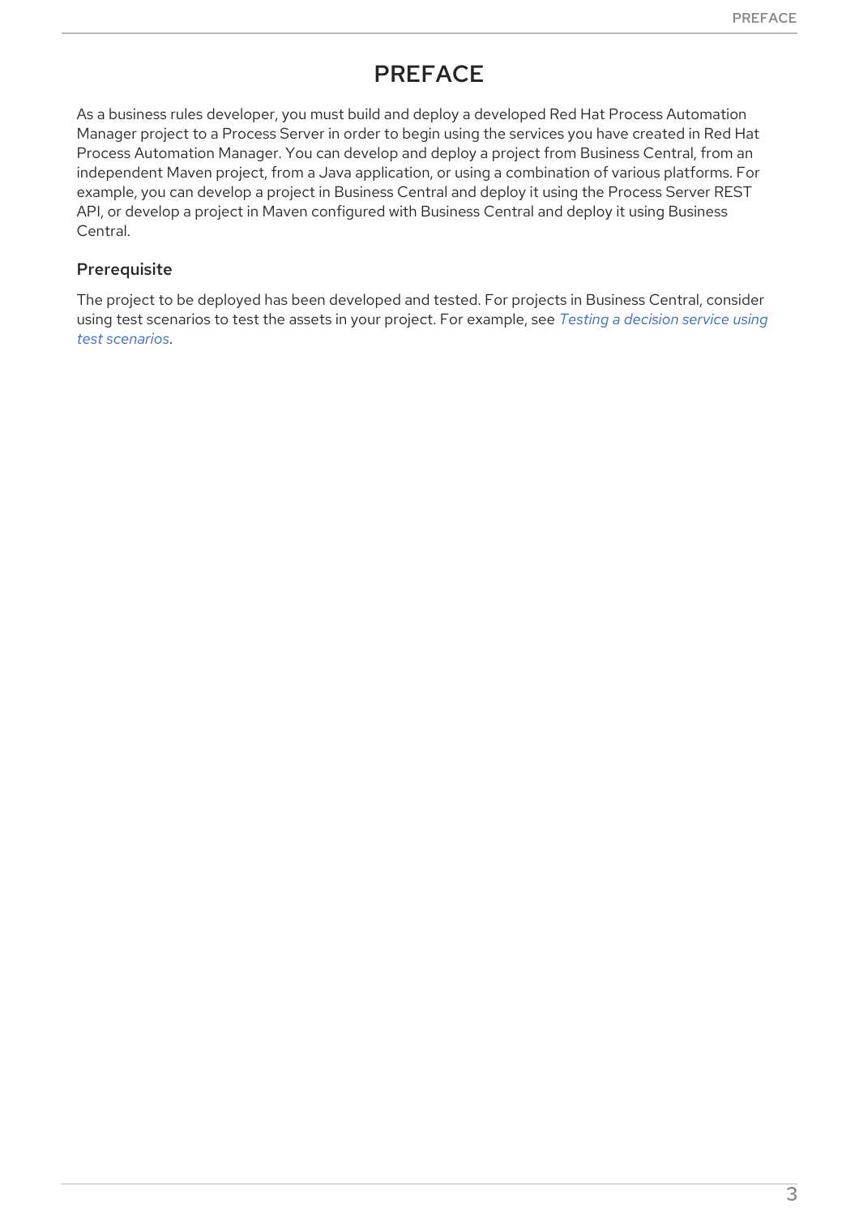# PREFACE

As a business rules developer, you must build and deploy a developed Red Hat Process Automation Manager project to a Process Server in order to begin using the services you have created in Red Hat Process Automation Manager. You can develop and deploy a project from Business Central, from an independent Maven project, from a Java application, or using a combination of various platforms. For example, you can develop a project in Business Central and deploy it using the Process Server REST API, or develop a project in Maven configured with Business Central and deploy it using Business Central.

### Prerequisite

The project to be deployed has been developed and tested. For projects in Business Central, consider using test scenarios to test the assets in your project. For example, see *Testing a decision service using test scenarios*.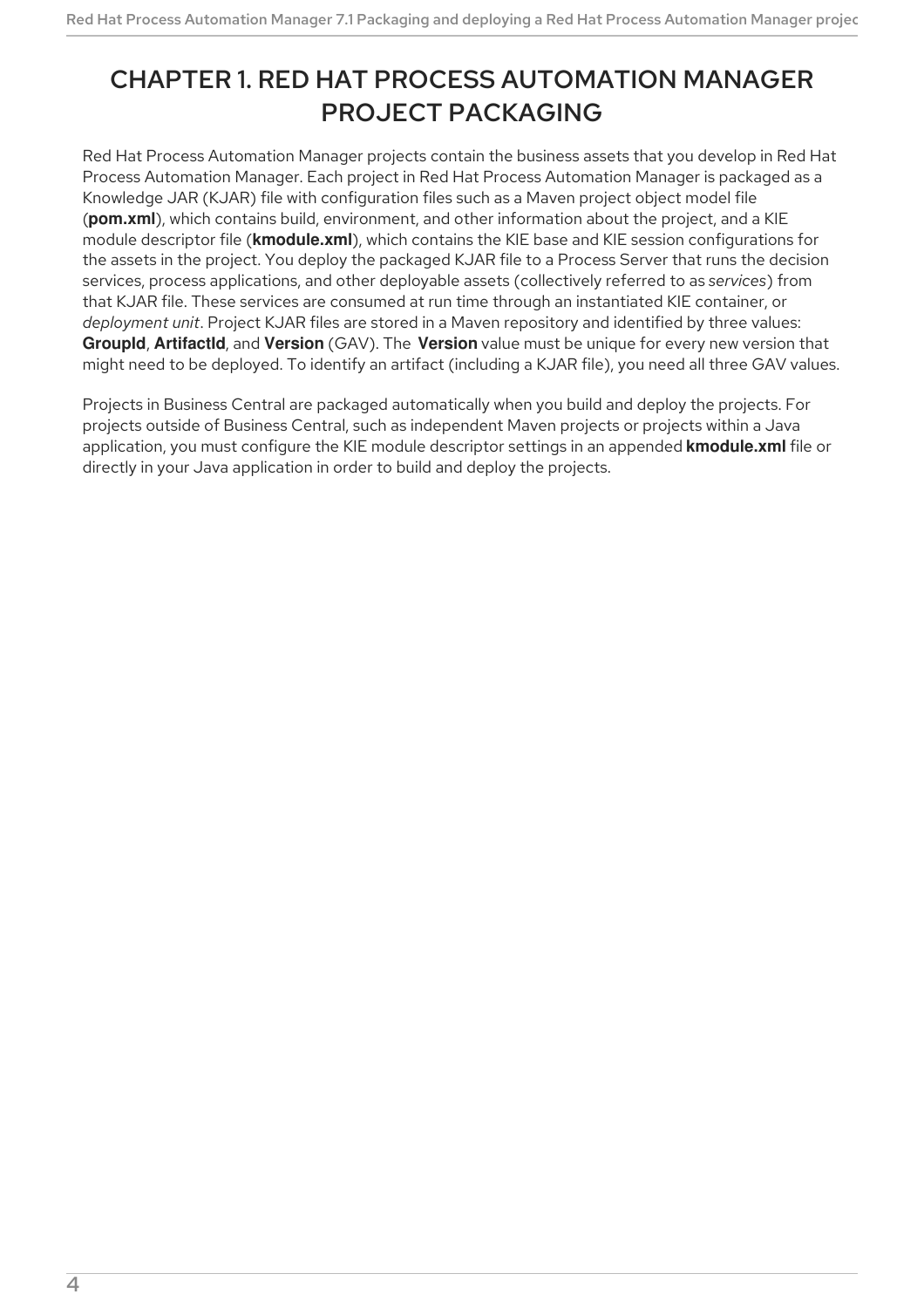# CHAPTER 1. RED HAT PROCESS AUTOMATION MANAGER PROJECT PACKAGING

Red Hat Process Automation Manager projects contain the business assets that you develop in Red Hat Process Automation Manager. Each project in Red Hat Process Automation Manager is packaged as a Knowledge JAR (KJAR) file with configuration files such as a Maven project object model file (**pom.xml**), which contains build, environment, and other information about the project, and a KIE module descriptor file (**kmodule.xml**), which contains the KIE base and KIE session configurations for the assets in the project. You deploy the packaged KJAR file to a Process Server that runs the decision services, process applications, and other deployable assets (collectively referred to as *services*) from that KJAR file. These services are consumed at run time through an instantiated KIE container, or *deployment unit*. Project KJAR files are stored in a Maven repository and identified by three values: **GroupId**, **ArtifactId**, and **Version** (GAV). The **Version** value must be unique for every new version that might need to be deployed. To identify an artifact (including a KJAR file), you need all three GAV values.

Projects in Business Central are packaged automatically when you build and deploy the projects. For projects outside of Business Central, such as independent Maven projects or projects within a Java application, you must configure the KIE module descriptor settings in an appended **kmodule.xml** file or directly in your Java application in order to build and deploy the projects.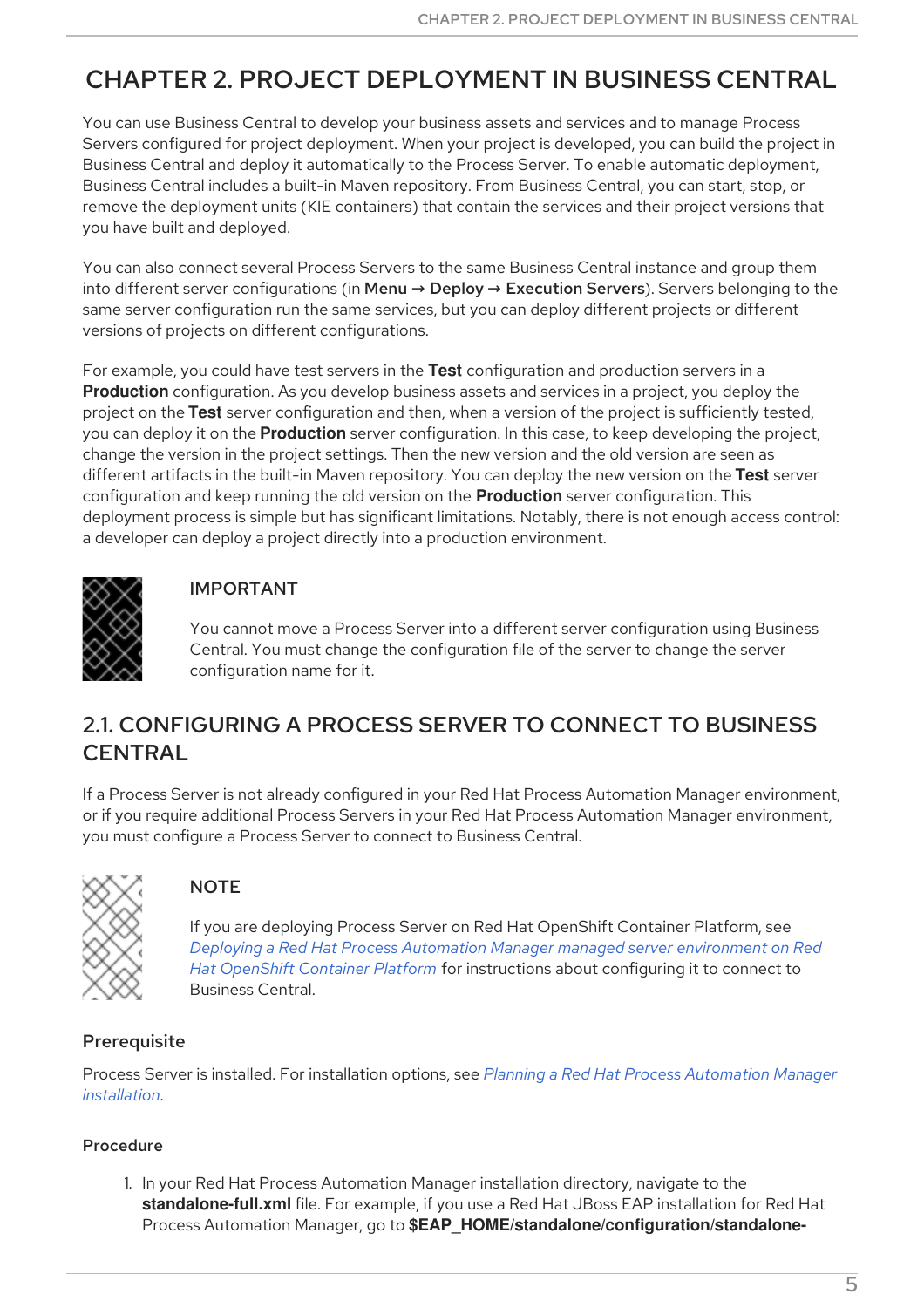# CHAPTER 2. PROJECT DEPLOYMENT IN BUSINESS CENTRAL

You can use Business Central to develop your business assets and services and to manage Process Servers configured for project deployment. When your project is developed, you can build the project in Business Central and deploy it automatically to the Process Server. To enable automatic deployment, Business Central includes a built-in Maven repository. From Business Central, you can start, stop, or remove the deployment units (KIE containers) that contain the services and their project versions that you have built and deployed.

You can also connect several Process Servers to the same Business Central instance and group them into different server configurations (in **Menu → Deploy → Execution Servers**). Servers belonging to the same server configuration run the same services, but you can deploy different projects or different versions of projects on different configurations.

For example, you could have test servers in the **Test** configuration and production servers in a **Production** configuration. As you develop business assets and services in a project, you deploy the project on the **Test** server configuration and then, when a version of the project is sufficiently tested, you can deploy it on the **Production** server configuration. In this case, to keep developing the project, change the version in the project settings. Then the new version and the old version are seen as different artifacts in the built-in Maven repository. You can deploy the new version on the **Test** server configuration and keep running the old version on the **Production** server configuration. This deployment process is simple but has significant limitations. Notably, there is not enough access control: a developer can deploy a project directly into a production environment.

> **IMPORTANT**
>
> You cannot move a Process Server into a different server configuration using Business Central. You must change the configuration file of the server to change the server configuration name for it.

## 2.1. CONFIGURING A PROCESS SERVER TO CONNECT TO BUSINESS CENTRAL

If a Process Server is not already configured in your Red Hat Process Automation Manager environment, or if you require additional Process Servers in your Red Hat Process Automation Manager environment, you must configure a Process Server to connect to Business Central.

> **NOTE**
>
> If you are deploying Process Server on Red Hat OpenShift Container Platform, see *Deploying a Red Hat Process Automation Manager managed server environment on Red Hat OpenShift Container Platform* for instructions about configuring it to connect to Business Central.

### Prerequisite

Process Server is installed. For installation options, see *Planning a Red Hat Process Automation Manager installation*.

### Procedure

1. In your Red Hat Process Automation Manager installation directory, navigate to the **standalone-full.xml** file. For example, if you use a Red Hat JBoss EAP installation for Red Hat Process Automation Manager, go to **$EAP_HOME/standalone/configuration/standalone-**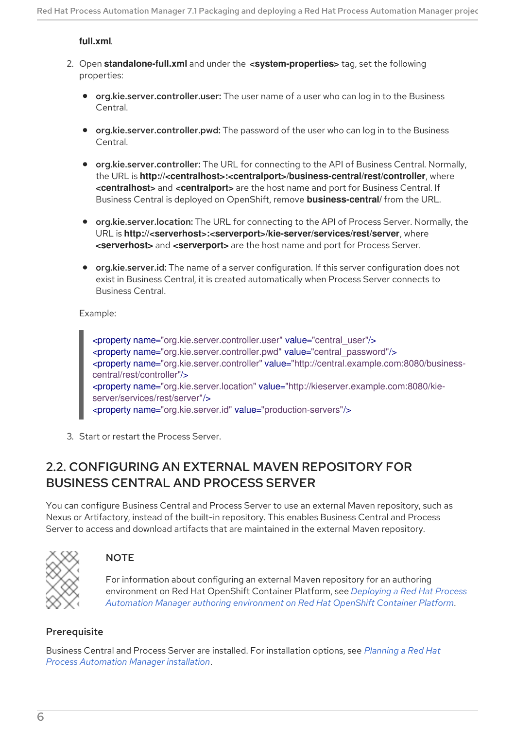**full.xml**.

2. Open **standalone-full.xml** and under the **<system-properties>** tag, set the following properties:

   - **org.kie.server.controller.user:** The user name of a user who can log in to the Business Central.
   - **org.kie.server.controller.pwd:** The password of the user who can log in to the Business Central.
   - **org.kie.server.controller:** The URL for connecting to the API of Business Central. Normally, the URL is **http://<centralhost>:<centralport>/business-central/rest/controller**, where **<centralhost>** and **<centralport>** are the host name and port for Business Central. If Business Central is deployed on OpenShift, remove **business-central/** from the URL.
   - **org.kie.server.location:** The URL for connecting to the API of Process Server. Normally, the URL is **http://<serverhost>:<serverport>/kie-server/services/rest/server**, where **<serverhost>** and **<serverport>** are the host name and port for Process Server.
   - **org.kie.server.id:** The name of a server configuration. If this server configuration does not exist in Business Central, it is created automatically when Process Server connects to Business Central.

   Example:

   ```
   <property name="org.kie.server.controller.user" value="central_user"/>
   <property name="org.kie.server.controller.pwd" value="central_password"/>
   <property name="org.kie.server.controller" value="http://central.example.com:8080/business-central/rest/controller"/>
   <property name="org.kie.server.location" value="http://kieserver.example.com:8080/kie-server/services/rest/server"/>
   <property name="org.kie.server.id" value="production-servers"/>
   ```

3. Start or restart the Process Server.

## 2.2. CONFIGURING AN EXTERNAL MAVEN REPOSITORY FOR BUSINESS CENTRAL AND PROCESS SERVER

You can configure Business Central and Process Server to use an external Maven repository, such as Nexus or Artifactory, instead of the built-in repository. This enables Business Central and Process Server to access and download artifacts that are maintained in the external Maven repository.

> **NOTE**
>
> For information about configuring an external Maven repository for an authoring environment on Red Hat OpenShift Container Platform, see *Deploying a Red Hat Process Automation Manager authoring environment on Red Hat OpenShift Container Platform*.

### Prerequisite

Business Central and Process Server are installed. For installation options, see *Planning a Red Hat Process Automation Manager installation*.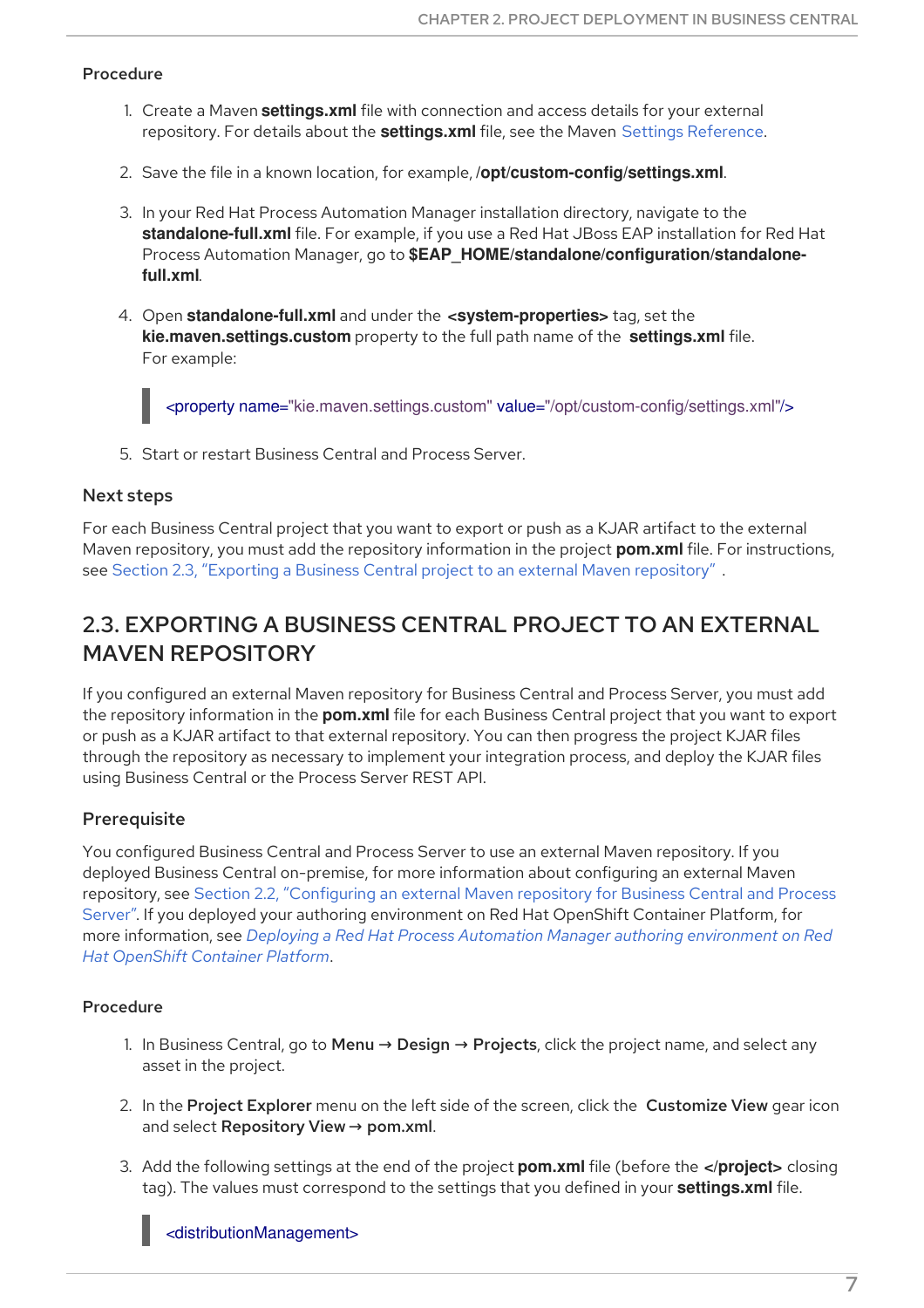### Procedure

1. Create a Maven **settings.xml** file with connection and access details for your external repository. For details about the **settings.xml** file, see the Maven Settings Reference.

2. Save the file in a known location, for example, **/opt/custom-config/settings.xml**.

3. In your Red Hat Process Automation Manager installation directory, navigate to the **standalone-full.xml** file. For example, if you use a Red Hat JBoss EAP installation for Red Hat Process Automation Manager, go to **$EAP_HOME/standalone/configuration/standalone-full.xml**.

4. Open **standalone-full.xml** and under the **<system-properties>** tag, set the **kie.maven.settings.custom** property to the full path name of the **settings.xml** file. For example:

```
<property name="kie.maven.settings.custom" value="/opt/custom-config/settings.xml"/>
```

5. Start or restart Business Central and Process Server.

### Next steps

For each Business Central project that you want to export or push as a KJAR artifact to the external Maven repository, you must add the repository information in the project **pom.xml** file. For instructions, see Section 2.3, "Exporting a Business Central project to an external Maven repository" .

## 2.3. EXPORTING A BUSINESS CENTRAL PROJECT TO AN EXTERNAL MAVEN REPOSITORY

If you configured an external Maven repository for Business Central and Process Server, you must add the repository information in the **pom.xml** file for each Business Central project that you want to export or push as a KJAR artifact to that external repository. You can then progress the project KJAR files through the repository as necessary to implement your integration process, and deploy the KJAR files using Business Central or the Process Server REST API.

### Prerequisite

You configured Business Central and Process Server to use an external Maven repository. If you deployed Business Central on-premise, for more information about configuring an external Maven repository, see Section 2.2, "Configuring an external Maven repository for Business Central and Process Server". If you deployed your authoring environment on Red Hat OpenShift Container Platform, for more information, see *Deploying a Red Hat Process Automation Manager authoring environment on Red Hat OpenShift Container Platform*.

### Procedure

1. In Business Central, go to **Menu** → **Design** → **Projects**, click the project name, and select any asset in the project.

2. In the **Project Explorer** menu on the left side of the screen, click the **Customize View** gear icon and select **Repository View** → **pom.xml**.

3. Add the following settings at the end of the project **pom.xml** file (before the **</project>** closing tag). The values must correspond to the settings that you defined in your **settings.xml** file.

```
<distributionManagement>
```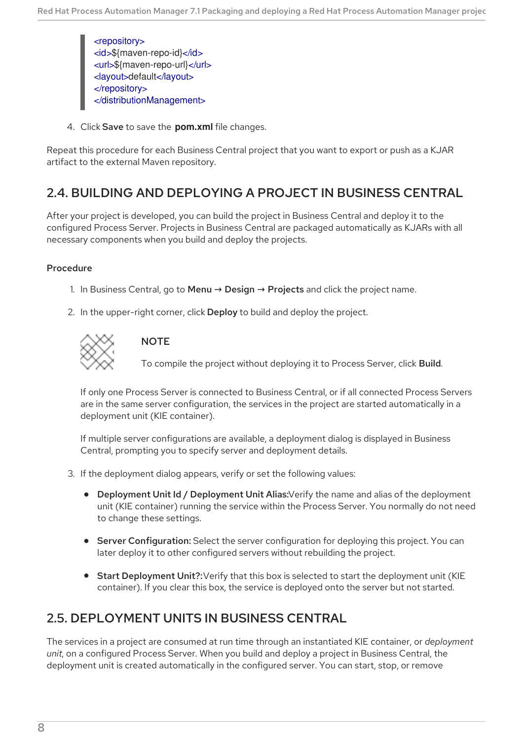```xml
<repository>
<id>${maven-repo-id}</id>
<url>${maven-repo-url}</url>
<layout>default</layout>
</repository>
</distributionManagement>
```

4. Click **Save** to save the **pom.xml** file changes.

Repeat this procedure for each Business Central project that you want to export or push as a KJAR artifact to the external Maven repository.

## 2.4. BUILDING AND DEPLOYING A PROJECT IN BUSINESS CENTRAL

After your project is developed, you can build the project in Business Central and deploy it to the configured Process Server. Projects in Business Central are packaged automatically as KJARs with all necessary components when you build and deploy the projects.

**Procedure**

1. In Business Central, go to **Menu** → **Design** → **Projects** and click the project name.

2. In the upper-right corner, click **Deploy** to build and deploy the project.

   > **NOTE**
   >
   > To compile the project without deploying it to Process Server, click **Build**.

   If only one Process Server is connected to Business Central, or if all connected Process Servers are in the same server configuration, the services in the project are started automatically in a deployment unit (KIE container).

   If multiple server configurations are available, a deployment dialog is displayed in Business Central, prompting you to specify server and deployment details.

3. If the deployment dialog appears, verify or set the following values:

   - **Deployment Unit Id / Deployment Unit Alias:** Verify the name and alias of the deployment unit (KIE container) running the service within the Process Server. You normally do not need to change these settings.
   - **Server Configuration:** Select the server configuration for deploying this project. You can later deploy it to other configured servers without rebuilding the project.
   - **Start Deployment Unit?:** Verify that this box is selected to start the deployment unit (KIE container). If you clear this box, the service is deployed onto the server but not started.

## 2.5. DEPLOYMENT UNITS IN BUSINESS CENTRAL

The services in a project are consumed at run time through an instantiated KIE container, or *deployment unit*, on a configured Process Server. When you build and deploy a project in Business Central, the deployment unit is created automatically in the configured server. You can start, stop, or remove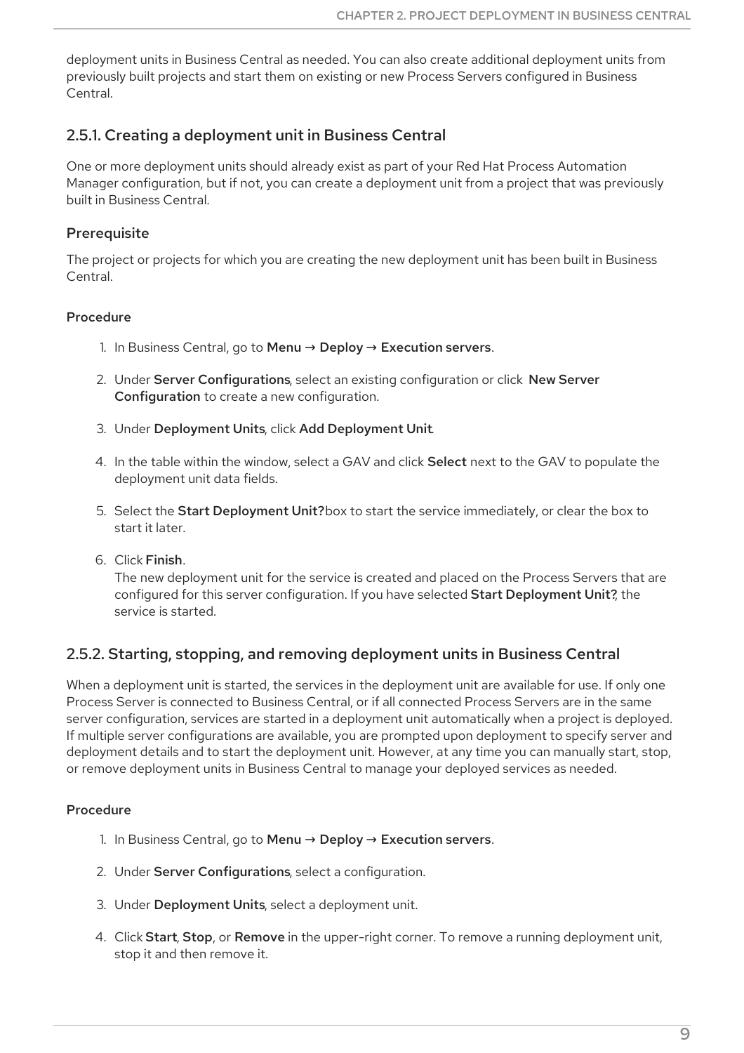deployment units in Business Central as needed. You can also create additional deployment units from previously built projects and start them on existing or new Process Servers configured in Business Central.

### 2.5.1. Creating a deployment unit in Business Central

One or more deployment units should already exist as part of your Red Hat Process Automation Manager configuration, but if not, you can create a deployment unit from a project that was previously built in Business Central.

#### Prerequisite

The project or projects for which you are creating the new deployment unit has been built in Business Central.

#### Procedure

1. In Business Central, go to **Menu → Deploy → Execution servers**.
2. Under **Server Configurations**, select an existing configuration or click **New Server Configuration** to create a new configuration.
3. Under **Deployment Units**, click **Add Deployment Unit**.
4. In the table within the window, select a GAV and click **Select** next to the GAV to populate the deployment unit data fields.
5. Select the **Start Deployment Unit?**box to start the service immediately, or clear the box to start it later.
6. Click **Finish**.
   The new deployment unit for the service is created and placed on the Process Servers that are configured for this server configuration. If you have selected **Start Deployment Unit?**, the service is started.

### 2.5.2. Starting, stopping, and removing deployment units in Business Central

When a deployment unit is started, the services in the deployment unit are available for use. If only one Process Server is connected to Business Central, or if all connected Process Servers are in the same server configuration, services are started in a deployment unit automatically when a project is deployed. If multiple server configurations are available, you are prompted upon deployment to specify server and deployment details and to start the deployment unit. However, at any time you can manually start, stop, or remove deployment units in Business Central to manage your deployed services as needed.

#### Procedure

1. In Business Central, go to **Menu → Deploy → Execution servers**.
2. Under **Server Configurations**, select a configuration.
3. Under **Deployment Units**, select a deployment unit.
4. Click **Start**, **Stop**, or **Remove** in the upper-right corner. To remove a running deployment unit, stop it and then remove it.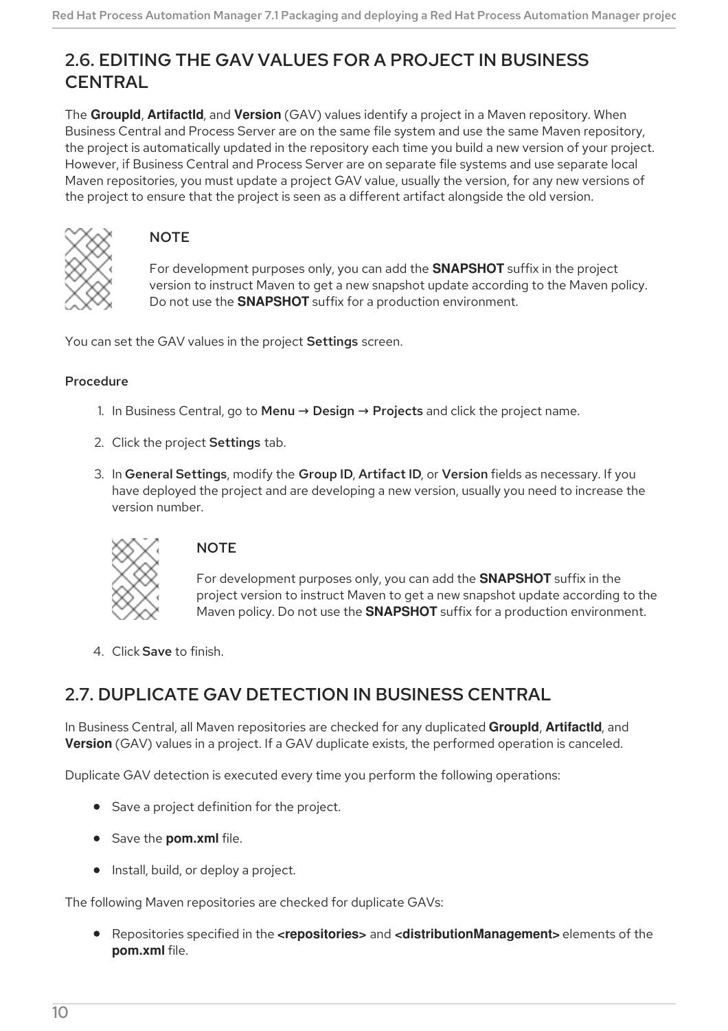## 2.6. EDITING THE GAV VALUES FOR A PROJECT IN BUSINESS CENTRAL

The **GroupId**, **ArtifactId**, and **Version** (GAV) values identify a project in a Maven repository. When Business Central and Process Server are on the same file system and use the same Maven repository, the project is automatically updated in the repository each time you build a new version of your project. However, if Business Central and Process Server are on separate file systems and use separate local Maven repositories, you must update a project GAV value, usually the version, for any new versions of the project to ensure that the project is seen as a different artifact alongside the old version.

> **NOTE**
>
> For development purposes only, you can add the **SNAPSHOT** suffix in the project version to instruct Maven to get a new snapshot update according to the Maven policy. Do not use the **SNAPSHOT** suffix for a production environment.

You can set the GAV values in the project **Settings** screen.

**Procedure**

1. In Business Central, go to **Menu → Design → Projects** and click the project name.
2. Click the project **Settings** tab.
3. In **General Settings**, modify the **Group ID**, **Artifact ID**, or **Version** fields as necessary. If you have deployed the project and are developing a new version, usually you need to increase the version number.

   > **NOTE**
   >
   > For development purposes only, you can add the **SNAPSHOT** suffix in the project version to instruct Maven to get a new snapshot update according to the Maven policy. Do not use the **SNAPSHOT** suffix for a production environment.

4. Click **Save** to finish.

## 2.7. DUPLICATE GAV DETECTION IN BUSINESS CENTRAL

In Business Central, all Maven repositories are checked for any duplicated **GroupId**, **ArtifactId**, and **Version** (GAV) values in a project. If a GAV duplicate exists, the performed operation is canceled.

Duplicate GAV detection is executed every time you perform the following operations:

- Save a project definition for the project.
- Save the **pom.xml** file.
- Install, build, or deploy a project.

The following Maven repositories are checked for duplicate GAVs:

- Repositories specified in the **<repositories>** and **<distributionManagement>** elements of the **pom.xml** file.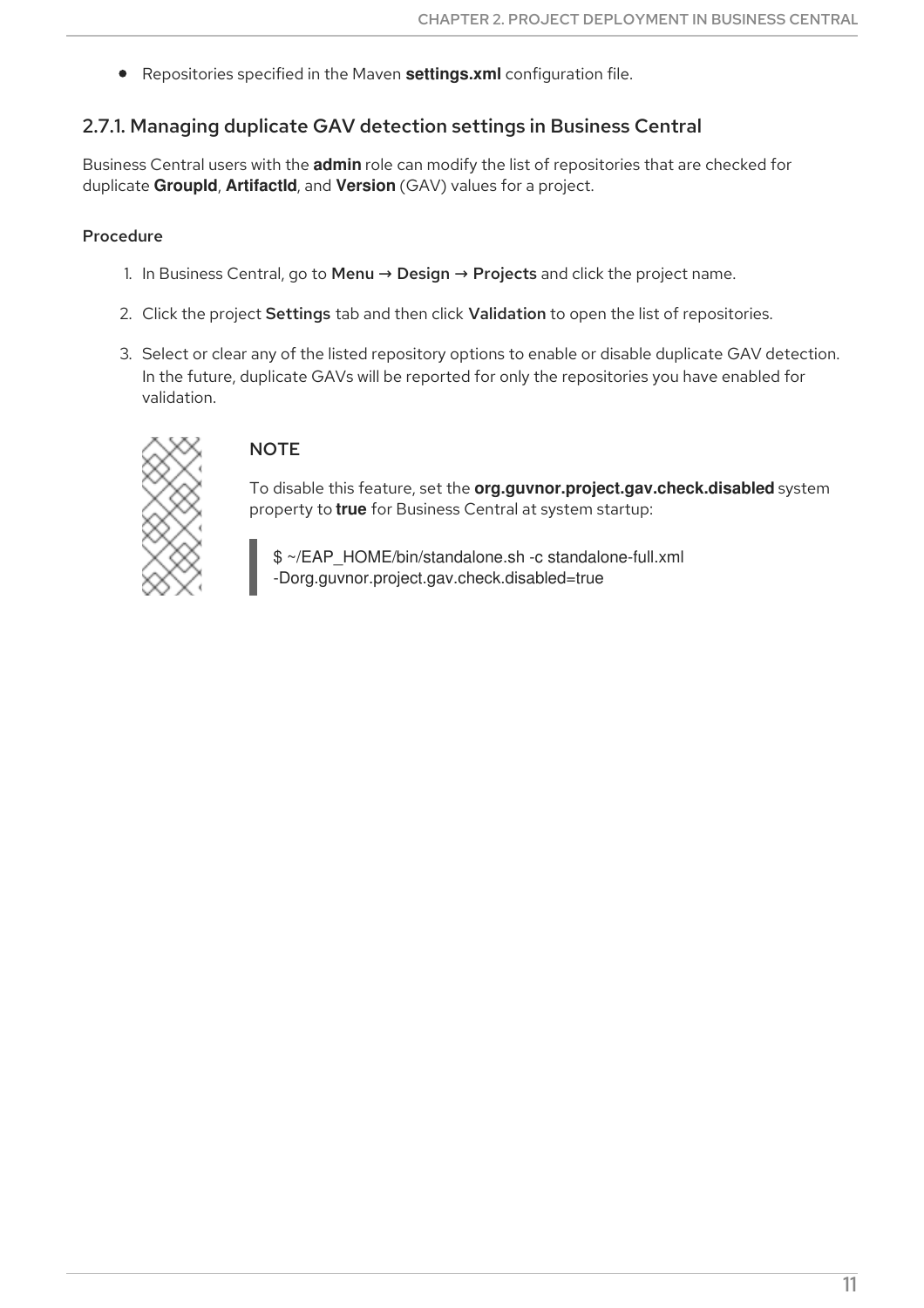- Repositories specified in the Maven **settings.xml** configuration file.

### 2.7.1. Managing duplicate GAV detection settings in Business Central

Business Central users with the **admin** role can modify the list of repositories that are checked for duplicate **GroupId**, **ArtifactId**, and **Version** (GAV) values for a project.

#### Procedure

1. In Business Central, go to **Menu** → **Design** → **Projects** and click the project name.
2. Click the project **Settings** tab and then click **Validation** to open the list of repositories.
3. Select or clear any of the listed repository options to enable or disable duplicate GAV detection. In the future, duplicate GAVs will be reported for only the repositories you have enabled for validation.

> **NOTE**
>
> To disable this feature, set the **org.guvnor.project.gav.check.disabled** system property to **true** for Business Central at system startup:
>
> ```
> $ ~/EAP_HOME/bin/standalone.sh -c standalone-full.xml
> -Dorg.guvnor.project.gav.check.disabled=true
> ```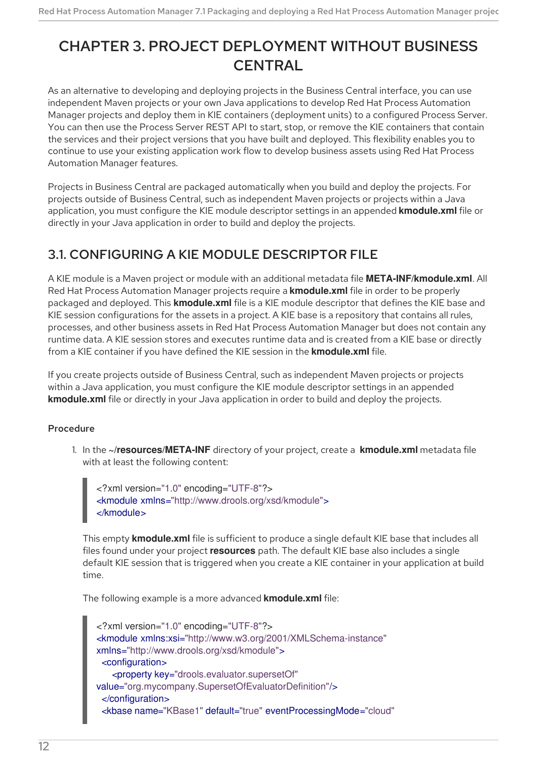# CHAPTER 3. PROJECT DEPLOYMENT WITHOUT BUSINESS CENTRAL

As an alternative to developing and deploying projects in the Business Central interface, you can use independent Maven projects or your own Java applications to develop Red Hat Process Automation Manager projects and deploy them in KIE containers (deployment units) to a configured Process Server. You can then use the Process Server REST API to start, stop, or remove the KIE containers that contain the services and their project versions that you have built and deployed. This flexibility enables you to continue to use your existing application work flow to develop business assets using Red Hat Process Automation Manager features.

Projects in Business Central are packaged automatically when you build and deploy the projects. For projects outside of Business Central, such as independent Maven projects or projects within a Java application, you must configure the KIE module descriptor settings in an appended **kmodule.xml** file or directly in your Java application in order to build and deploy the projects.

## 3.1. CONFIGURING A KIE MODULE DESCRIPTOR FILE

A KIE module is a Maven project or module with an additional metadata file **META-INF/kmodule.xml**. All Red Hat Process Automation Manager projects require a **kmodule.xml** file in order to be properly packaged and deployed. This **kmodule.xml** file is a KIE module descriptor that defines the KIE base and KIE session configurations for the assets in a project. A KIE base is a repository that contains all rules, processes, and other business assets in Red Hat Process Automation Manager but does not contain any runtime data. A KIE session stores and executes runtime data and is created from a KIE base or directly from a KIE container if you have defined the KIE session in the **kmodule.xml** file.

If you create projects outside of Business Central, such as independent Maven projects or projects within a Java application, you must configure the KIE module descriptor settings in an appended **kmodule.xml** file or directly in your Java application in order to build and deploy the projects.

### Procedure

1. In the **~/resources/META-INF** directory of your project, create a **kmodule.xml** metadata file with at least the following content:

   ```
   <?xml version="1.0" encoding="UTF-8"?>
   <kmodule xmlns="http://www.drools.org/xsd/kmodule">
   </kmodule>
   ```

   This empty **kmodule.xml** file is sufficient to produce a single default KIE base that includes all files found under your project **resources** path. The default KIE base also includes a single default KIE session that is triggered when you create a KIE container in your application at build time.

   The following example is a more advanced **kmodule.xml** file:

   ```
   <?xml version="1.0" encoding="UTF-8"?>
   <kmodule xmlns:xsi="http://www.w3.org/2001/XMLSchema-instance"
   xmlns="http://www.drools.org/xsd/kmodule">
     <configuration>
       <property key="drools.evaluator.supersetOf"
   value="org.mycompany.SupersetOfEvaluatorDefinition"/>
     </configuration>
     <kbase name="KBase1" default="true" eventProcessingMode="cloud"
   ```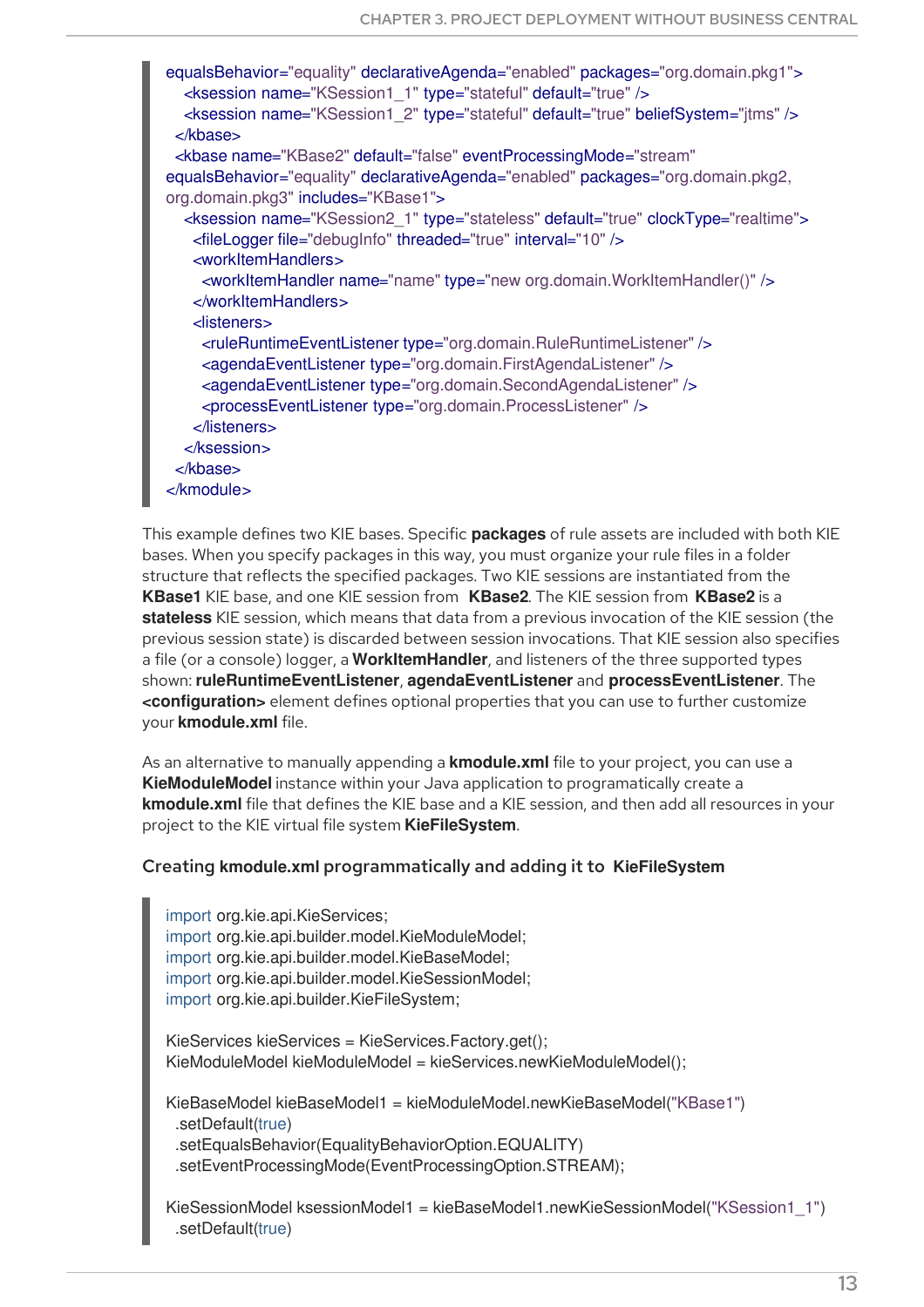```
equalsBehavior="equality" declarativeAgenda="enabled" packages="org.domain.pkg1">
    <ksession name="KSession1_1" type="stateful" default="true" />
    <ksession name="KSession1_2" type="stateful" default="true" beliefSystem="jtms" />
  </kbase>
  <kbase name="KBase2" default="false" eventProcessingMode="stream"
equalsBehavior="equality" declarativeAgenda="enabled" packages="org.domain.pkg2,
org.domain.pkg3" includes="KBase1">
    <ksession name="KSession2_1" type="stateless" default="true" clockType="realtime">
      <fileLogger file="debugInfo" threaded="true" interval="10" />
      <workItemHandlers>
        <workItemHandler name="name" type="new org.domain.WorkItemHandler()" />
      </workItemHandlers>
      <listeners>
        <ruleRuntimeEventListener type="org.domain.RuleRuntimeListener" />
        <agendaEventListener type="org.domain.FirstAgendaListener" />
        <agendaEventListener type="org.domain.SecondAgendaListener" />
        <processEventListener type="org.domain.ProcessListener" />
      </listeners>
    </ksession>
  </kbase>
</kmodule>
```

This example defines two KIE bases. Specific **packages** of rule assets are included with both KIE bases. When you specify packages in this way, you must organize your rule files in a folder structure that reflects the specified packages. Two KIE sessions are instantiated from the **KBase1** KIE base, and one KIE session from **KBase2**. The KIE session from **KBase2** is a **stateless** KIE session, which means that data from a previous invocation of the KIE session (the previous session state) is discarded between session invocations. That KIE session also specifies a file (or a console) logger, a **WorkItemHandler**, and listeners of the three supported types shown: **ruleRuntimeEventListener**, **agendaEventListener** and **processEventListener**. The **<configuration>** element defines optional properties that you can use to further customize your **kmodule.xml** file.

As an alternative to manually appending a **kmodule.xml** file to your project, you can use a **KieModuleModel** instance within your Java application to programatically create a **kmodule.xml** file that defines the KIE base and a KIE session, and then add all resources in your project to the KIE virtual file system **KieFileSystem**.

### Creating kmodule.xml programmatically and adding it to KieFileSystem

```
import org.kie.api.KieServices;
import org.kie.api.builder.model.KieModuleModel;
import org.kie.api.builder.model.KieBaseModel;
import org.kie.api.builder.model.KieSessionModel;
import org.kie.api.builder.KieFileSystem;

KieServices kieServices = KieServices.Factory.get();
KieModuleModel kieModuleModel = kieServices.newKieModuleModel();

KieBaseModel kieBaseModel1 = kieModuleModel.newKieBaseModel("KBase1")
  .setDefault(true)
  .setEqualsBehavior(EqualityBehaviorOption.EQUALITY)
  .setEventProcessingMode(EventProcessingOption.STREAM);

KieSessionModel ksessionModel1 = kieBaseModel1.newKieSessionModel("KSession1_1")
  .setDefault(true)
```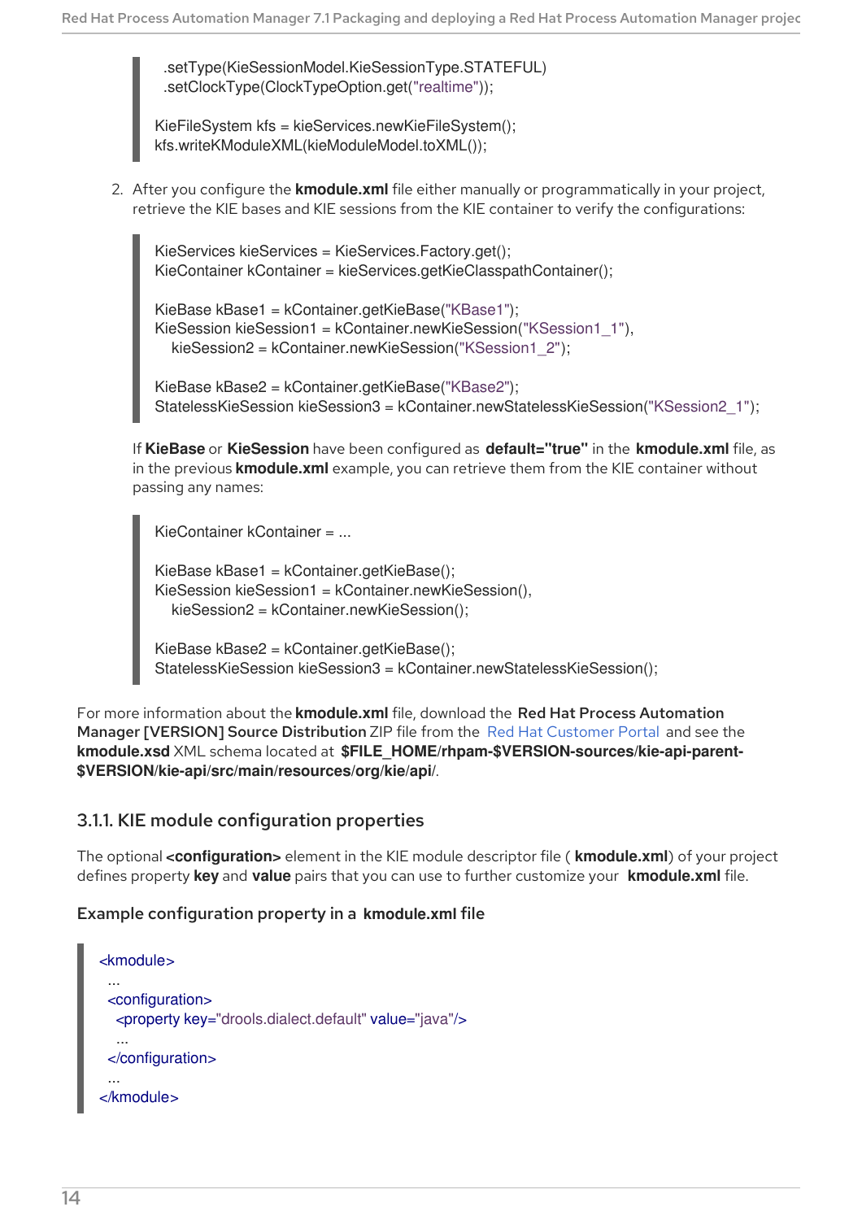```
    .setType(KieSessionModel.KieSessionType.STATEFUL)
    .setClockType(ClockTypeOption.get("realtime"));

KieFileSystem kfs = kieServices.newKieFileSystem();
kfs.writeKModuleXML(kieModuleModel.toXML());
```

2. After you configure the **kmodule.xml** file either manually or programmatically in your project, retrieve the KIE bases and KIE sessions from the KIE container to verify the configurations:

```
KieServices kieServices = KieServices.Factory.get();
KieContainer kContainer = kieServices.getKieClasspathContainer();

KieBase kBase1 = kContainer.getKieBase("KBase1");
KieSession kieSession1 = kContainer.newKieSession("KSession1_1"),
    kieSession2 = kContainer.newKieSession("KSession1_2");

KieBase kBase2 = kContainer.getKieBase("KBase2");
StatelessKieSession kieSession3 = kContainer.newStatelessKieSession("KSession2_1");
```

If **KieBase** or **KieSession** have been configured as **default="true"** in the **kmodule.xml** file, as in the previous **kmodule.xml** example, you can retrieve them from the KIE container without passing any names:

```
KieContainer kContainer = ...

KieBase kBase1 = kContainer.getKieBase();
KieSession kieSession1 = kContainer.newKieSession(),
    kieSession2 = kContainer.newKieSession();

KieBase kBase2 = kContainer.getKieBase();
StatelessKieSession kieSession3 = kContainer.newStatelessKieSession();
```

For more information about the **kmodule.xml** file, download the **Red Hat Process Automation Manager [VERSION] Source Distribution** ZIP file from the Red Hat Customer Portal and see the **kmodule.xsd** XML schema located at **$FILE_HOME/rhpam-$VERSION-sources/kie-api-parent-$VERSION/kie-api/src/main/resources/org/kie/api/**.

### 3.1.1. KIE module configuration properties

The optional **<configuration>** element in the KIE module descriptor file ( **kmodule.xml**) of your project defines property **key** and **value** pairs that you can use to further customize your **kmodule.xml** file.

**Example configuration property in a kmodule.xml file**

```
<kmodule>
  ...
  <configuration>
    <property key="drools.dialect.default" value="java"/>
    ...
  </configuration>
  ...
</kmodule>
```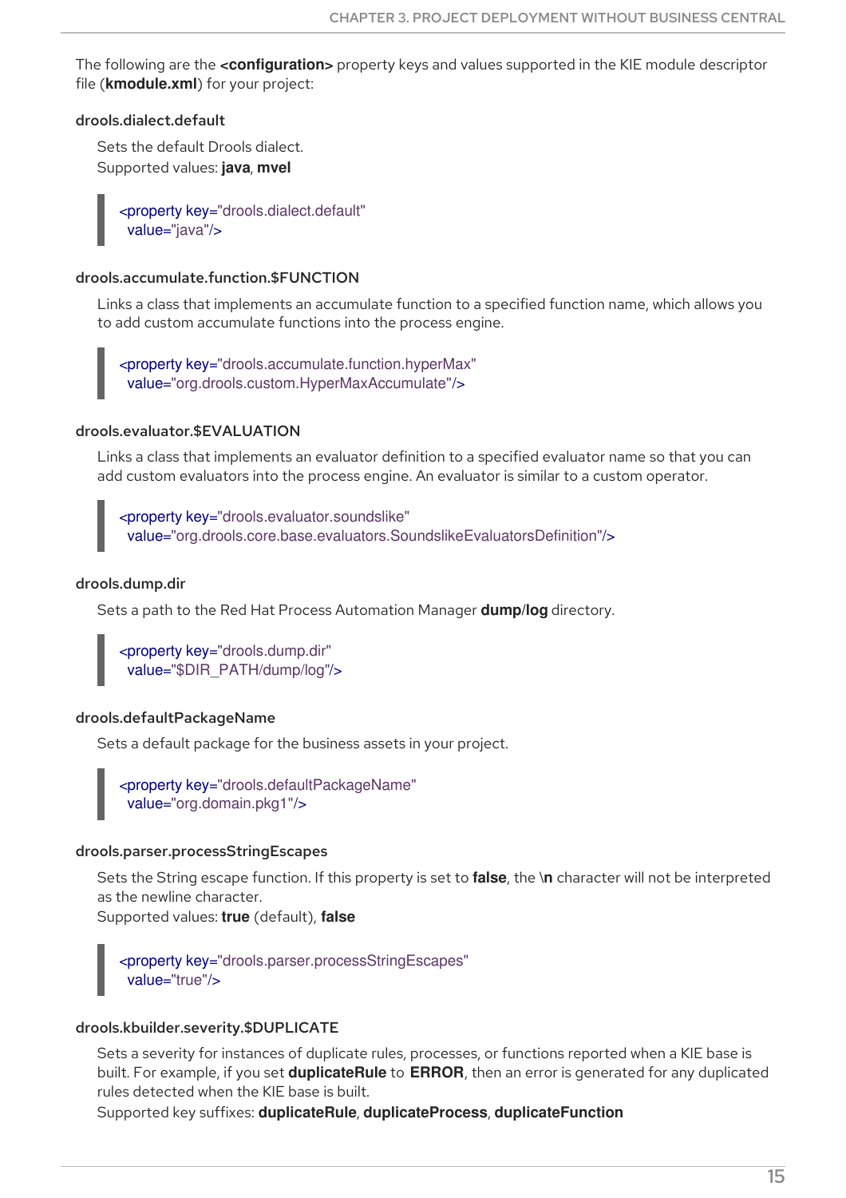The following are the **<configuration>** property keys and values supported in the KIE module descriptor file (**kmodule.xml**) for your project:

**drools.dialect.default**

Sets the default Drools dialect.
Supported values: **java**, **mvel**

```
<property key="drools.dialect.default"
  value="java"/>
```

**drools.accumulate.function.$FUNCTION**

Links a class that implements an accumulate function to a specified function name, which allows you to add custom accumulate functions into the process engine.

```
<property key="drools.accumulate.function.hyperMax"
  value="org.drools.custom.HyperMaxAccumulate"/>
```

**drools.evaluator.$EVALUATION**

Links a class that implements an evaluator definition to a specified evaluator name so that you can add custom evaluators into the process engine. An evaluator is similar to a custom operator.

```
<property key="drools.evaluator.soundslike"
  value="org.drools.core.base.evaluators.SoundslikeEvaluatorsDefinition"/>
```

**drools.dump.dir**

Sets a path to the Red Hat Process Automation Manager **dump**/**log** directory.

```
<property key="drools.dump.dir"
  value="$DIR_PATH/dump/log"/>
```

**drools.defaultPackageName**

Sets a default package for the business assets in your project.

```
<property key="drools.defaultPackageName"
  value="org.domain.pkg1"/>
```

**drools.parser.processStringEscapes**

Sets the String escape function. If this property is set to **false**, the **\n** character will not be interpreted as the newline character.
Supported values: **true** (default), **false**

```
<property key="drools.parser.processStringEscapes"
  value="true"/>
```

**drools.kbuilder.severity.$DUPLICATE**

Sets a severity for instances of duplicate rules, processes, or functions reported when a KIE base is built. For example, if you set **duplicateRule** to **ERROR**, then an error is generated for any duplicated rules detected when the KIE base is built.
Supported key suffixes: **duplicateRule**, **duplicateProcess**, **duplicateFunction**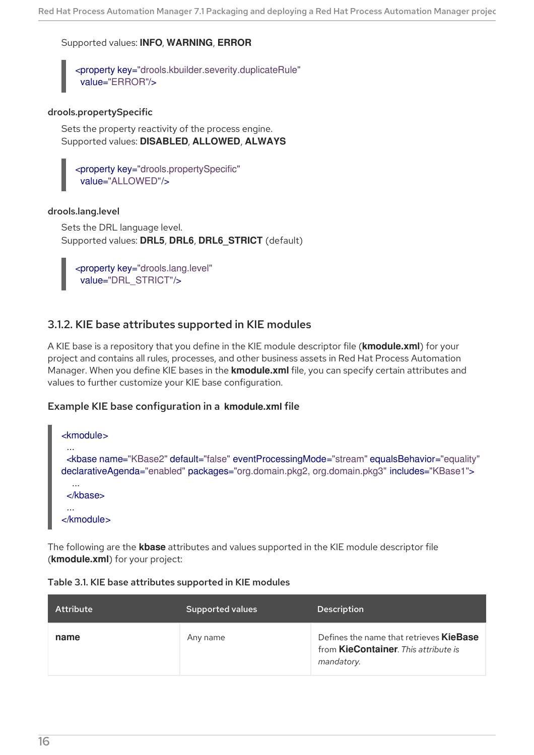Supported values: **INFO**, **WARNING**, **ERROR**

```
<property key="drools.kbuilder.severity.duplicateRule"
  value="ERROR"/>
```

**drools.propertySpecific**

Sets the property reactivity of the process engine.
Supported values: **DISABLED**, **ALLOWED**, **ALWAYS**

```
<property key="drools.propertySpecific"
  value="ALLOWED"/>
```

**drools.lang.level**

Sets the DRL language level.
Supported values: **DRL5**, **DRL6**, **DRL6_STRICT** (default)

```
<property key="drools.lang.level"
  value="DRL_STRICT"/>
```

### 3.1.2. KIE base attributes supported in KIE modules

A KIE base is a repository that you define in the KIE module descriptor file (**kmodule.xml**) for your project and contains all rules, processes, and other business assets in Red Hat Process Automation Manager. When you define KIE bases in the **kmodule.xml** file, you can specify certain attributes and values to further customize your KIE base configuration.

#### Example KIE base configuration in a kmodule.xml file

```
<kmodule>
  ...
  <kbase name="KBase2" default="false" eventProcessingMode="stream" equalsBehavior="equality"
declarativeAgenda="enabled" packages="org.domain.pkg2, org.domain.pkg3" includes="KBase1">
    ...
  </kbase>
  ...
</kmodule>
```

The following are the **kbase** attributes and values supported in the KIE module descriptor file (**kmodule.xml**) for your project:

**Table 3.1. KIE base attributes supported in KIE modules**

| Attribute | Supported values | Description |
| --- | --- | --- |
| **name** | Any name | Defines the name that retrieves **KieBase** from **KieContainer**. *This attribute is mandatory.* |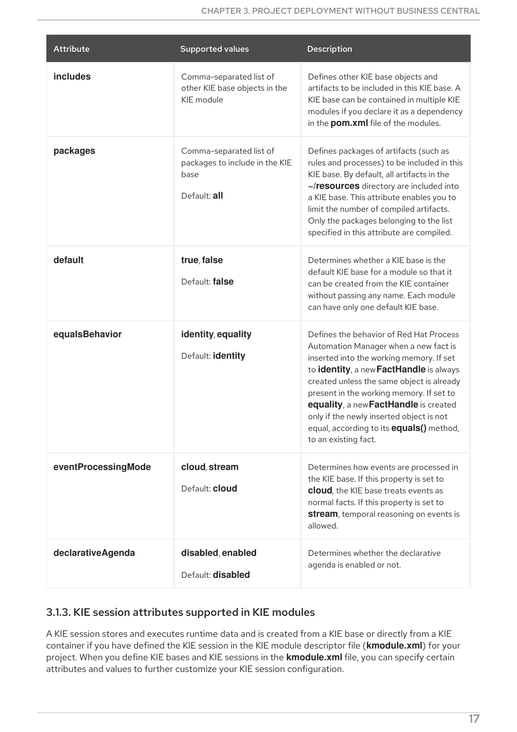| Attribute | Supported values | Description |
| --- | --- | --- |
| **includes** | Comma-separated list of other KIE base objects in the KIE module | Defines other KIE base objects and artifacts to be included in this KIE base. A KIE base can be contained in multiple KIE modules if you declare it as a dependency in the **pom.xml** file of the modules. |
| **packages** | Comma-separated list of packages to include in the KIE base<br><br>Default: **all** | Defines packages of artifacts (such as rules and processes) to be included in this KIE base. By default, all artifacts in the **~/resources** directory are included into a KIE base. This attribute enables you to limit the number of compiled artifacts. Only the packages belonging to the list specified in this attribute are compiled. |
| **default** | **true**, **false**<br><br>Default: **false** | Determines whether a KIE base is the default KIE base for a module so that it can be created from the KIE container without passing any name. Each module can have only one default KIE base. |
| **equalsBehavior** | **identity**, **equality**<br><br>Default: **identity** | Defines the behavior of Red Hat Process Automation Manager when a new fact is inserted into the working memory. If set to **identity**, a new **FactHandle** is always created unless the same object is already present in the working memory. If set to **equality**, a new **FactHandle** is created only if the newly inserted object is not equal, according to its **equals()** method, to an existing fact. |
| **eventProcessingMode** | **cloud**, **stream**<br><br>Default: **cloud** | Determines how events are processed in the KIE base. If this property is set to **cloud**, the KIE base treats events as normal facts. If this property is set to **stream**, temporal reasoning on events is allowed. |
| **declarativeAgenda** | **disabled**, **enabled**<br><br>Default: **disabled** | Determines whether the declarative agenda is enabled or not. |

### 3.1.3. KIE session attributes supported in KIE modules

A KIE session stores and executes runtime data and is created from a KIE base or directly from a KIE container if you have defined the KIE session in the KIE module descriptor file (**kmodule.xml**) for your project. When you define KIE bases and KIE sessions in the **kmodule.xml** file, you can specify certain attributes and values to further customize your KIE session configuration.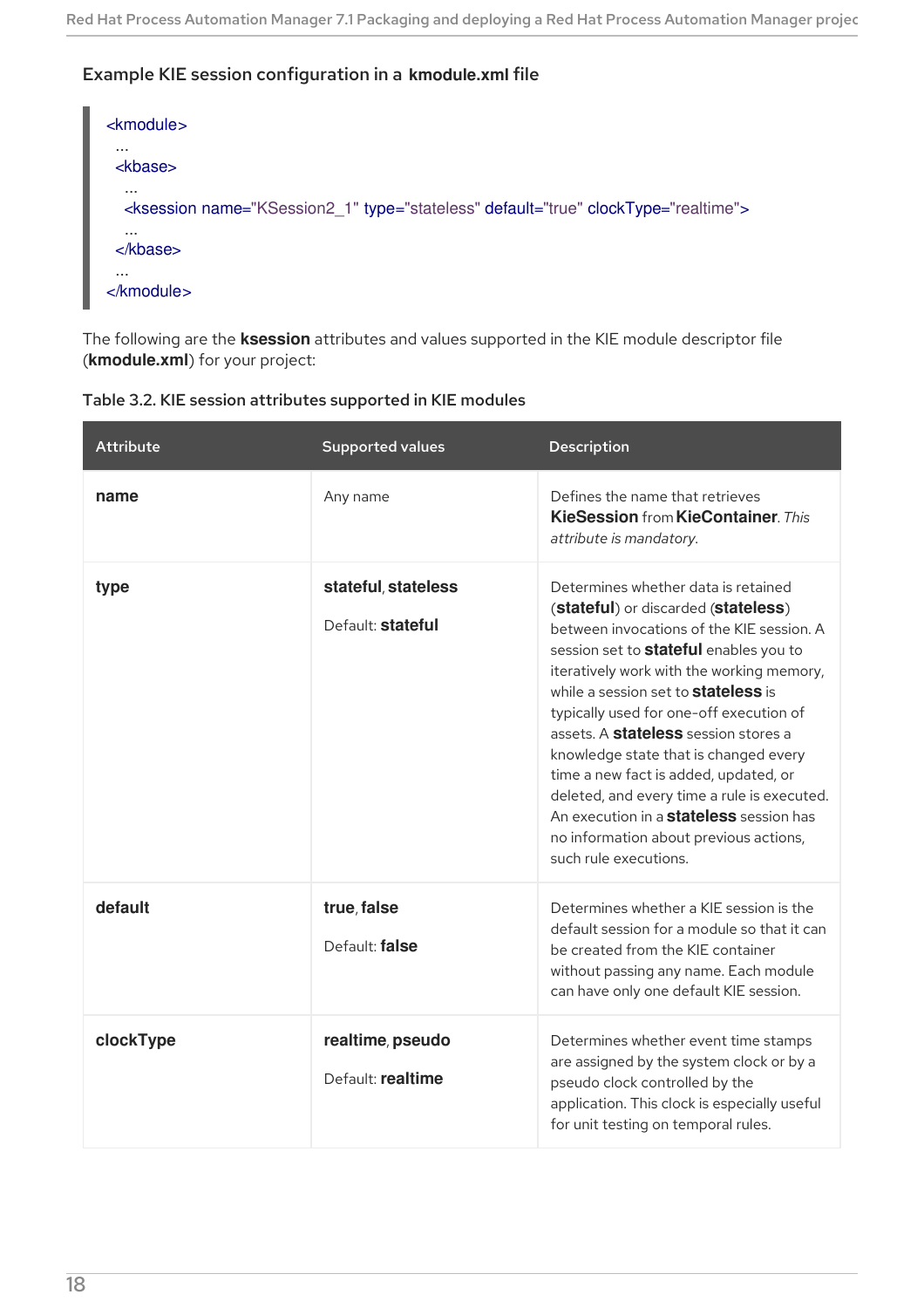#### Example KIE session configuration in a kmodule.xml file

```
<kmodule>
 ...
 <kbase>
  ...
  <ksession name="KSession2_1" type="stateless" default="true" clockType="realtime">
  ...
 </kbase>
 ...
</kmodule>
```

The following are the **ksession** attributes and values supported in the KIE module descriptor file (**kmodule.xml**) for your project:

**Table 3.2. KIE session attributes supported in KIE modules**

| Attribute | Supported values | Description |
| --- | --- | --- |
| **name** | Any name | Defines the name that retrieves **KieSession** from **KieContainer**. *This attribute is mandatory.* |
| **type** | **stateful**, **stateless**<br><br>Default: **stateful** | Determines whether data is retained (**stateful**) or discarded (**stateless**) between invocations of the KIE session. A session set to **stateful** enables you to iteratively work with the working memory, while a session set to **stateless** is typically used for one-off execution of assets. A **stateless** session stores a knowledge state that is changed every time a new fact is added, updated, or deleted, and every time a rule is executed. An execution in a **stateless** session has no information about previous actions, such rule executions. |
| **default** | **true**, **false**<br><br>Default: **false** | Determines whether a KIE session is the default session for a module so that it can be created from the KIE container without passing any name. Each module can have only one default KIE session. |
| **clockType** | **realtime**, **pseudo**<br><br>Default: **realtime** | Determines whether event time stamps are assigned by the system clock or by a pseudo clock controlled by the application. This clock is especially useful for unit testing on temporal rules. |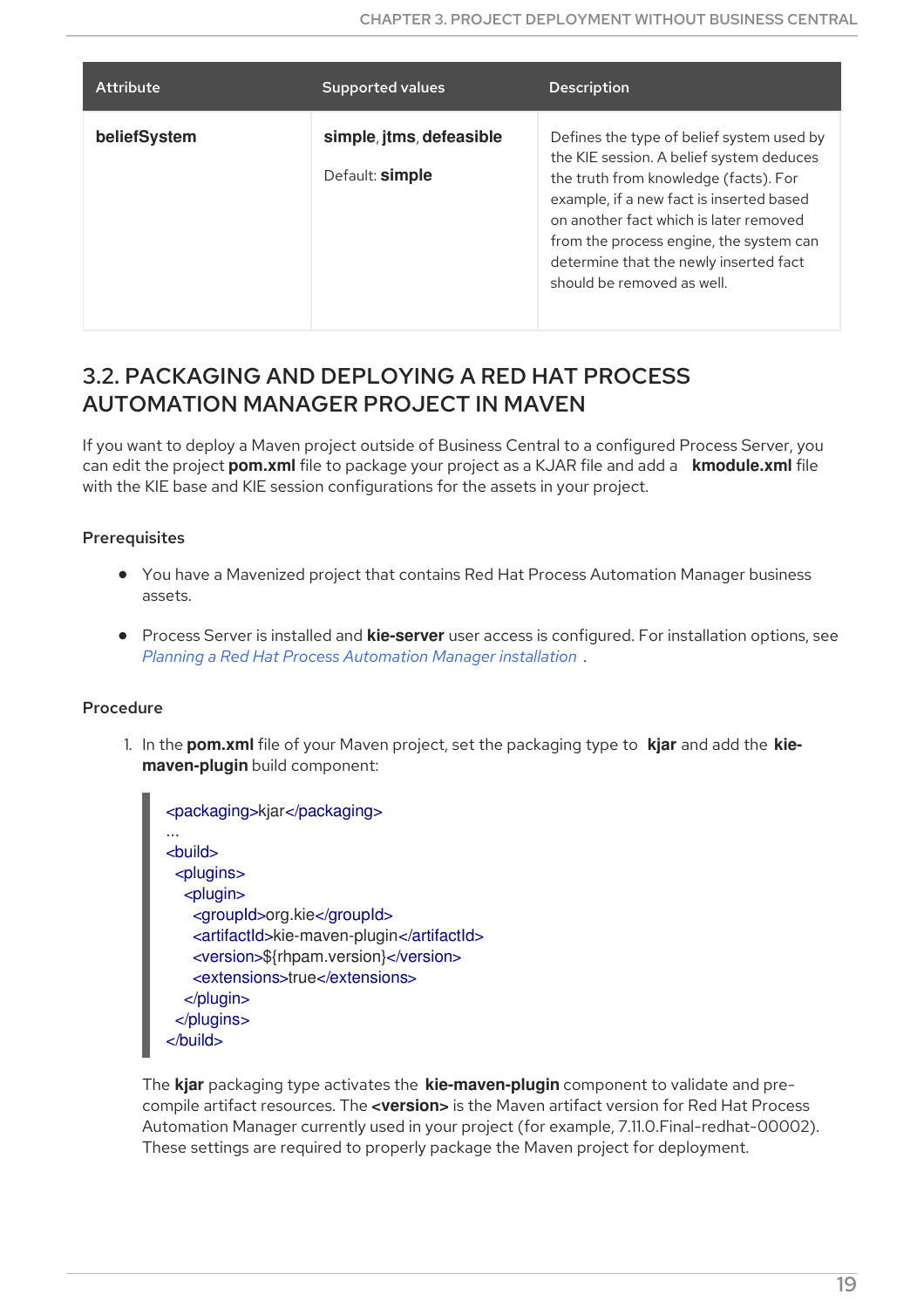| Attribute | Supported values | Description |
|---|---|---|
| **beliefSystem** | **simple**, **jtms**, **defeasible**<br><br>Default: **simple** | Defines the type of belief system used by the KIE session. A belief system deduces the truth from knowledge (facts). For example, if a new fact is inserted based on another fact which is later removed from the process engine, the system can determine that the newly inserted fact should be removed as well. |

## 3.2. PACKAGING AND DEPLOYING A RED HAT PROCESS AUTOMATION MANAGER PROJECT IN MAVEN

If you want to deploy a Maven project outside of Business Central to a configured Process Server, you can edit the project **pom.xml** file to package your project as a KJAR file and add a **kmodule.xml** file with the KIE base and KIE session configurations for the assets in your project.

### Prerequisites

- You have a Mavenized project that contains Red Hat Process Automation Manager business assets.
- Process Server is installed and **kie-server** user access is configured. For installation options, see *Planning a Red Hat Process Automation Manager installation* .

### Procedure

1. In the **pom.xml** file of your Maven project, set the packaging type to **kjar** and add the **kie-maven-plugin** build component:

```
<packaging>kjar</packaging>
...
<build>
  <plugins>
    <plugin>
      <groupId>org.kie</groupId>
      <artifactId>kie-maven-plugin</artifactId>
      <version>${rhpam.version}</version>
      <extensions>true</extensions>
    </plugin>
  </plugins>
</build>
```

   The **kjar** packaging type activates the **kie-maven-plugin** component to validate and pre-compile artifact resources. The **<version>** is the Maven artifact version for Red Hat Process Automation Manager currently used in your project (for example, 7.11.0.Final-redhat-00002). These settings are required to properly package the Maven project for deployment.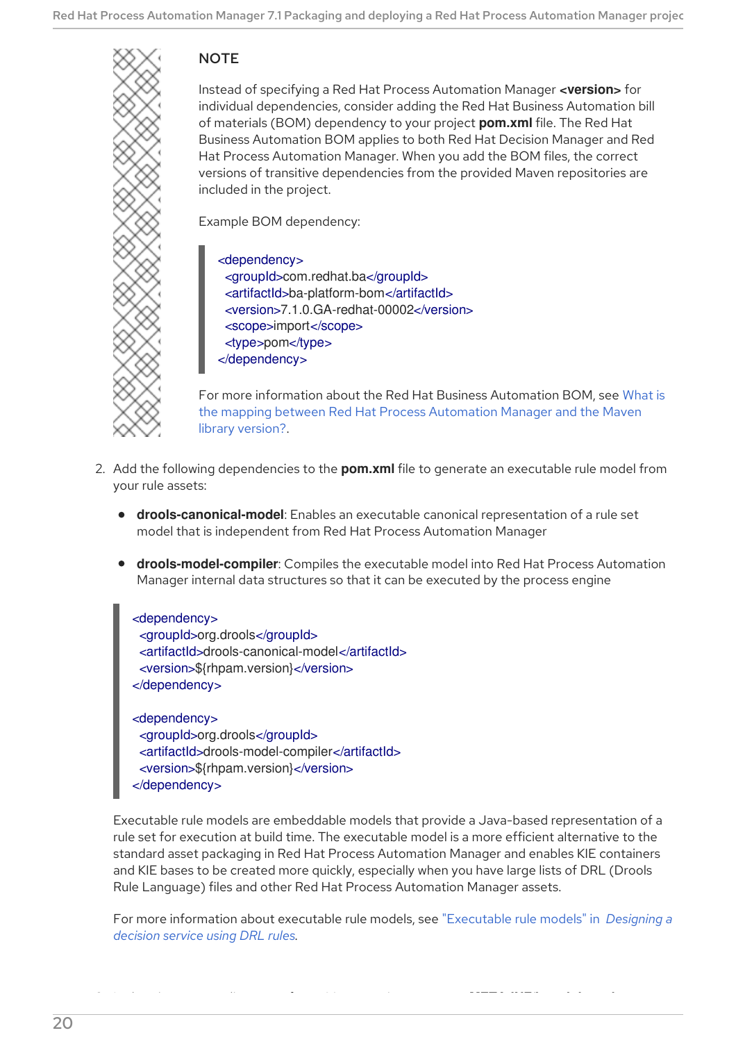> **NOTE**
>
> Instead of specifying a Red Hat Process Automation Manager **<version>** for individual dependencies, consider adding the Red Hat Business Automation bill of materials (BOM) dependency to your project **pom.xml** file. The Red Hat Business Automation BOM applies to both Red Hat Decision Manager and Red Hat Process Automation Manager. When you add the BOM files, the correct versions of transitive dependencies from the provided Maven repositories are included in the project.
>
> Example BOM dependency:
>
> ```
> <dependency>
>   <groupId>com.redhat.ba</groupId>
>   <artifactId>ba-platform-bom</artifactId>
>   <version>7.1.0.GA-redhat-00002</version>
>   <scope>import</scope>
>   <type>pom</type>
> </dependency>
> ```
>
> For more information about the Red Hat Business Automation BOM, see What is the mapping between Red Hat Process Automation Manager and the Maven library version?.

2. Add the following dependencies to the **pom.xml** file to generate an executable rule model from your rule assets:

   - **drools-canonical-model**: Enables an executable canonical representation of a rule set model that is independent from Red Hat Process Automation Manager
   - **drools-model-compiler**: Compiles the executable model into Red Hat Process Automation Manager internal data structures so that it can be executed by the process engine

   ```
   <dependency>
     <groupId>org.drools</groupId>
     <artifactId>drools-canonical-model</artifactId>
     <version>${rhpam.version}</version>
   </dependency>

   <dependency>
     <groupId>org.drools</groupId>
     <artifactId>drools-model-compiler</artifactId>
     <version>${rhpam.version}</version>
   </dependency>
   ```

   Executable rule models are embeddable models that provide a Java-based representation of a rule set for execution at build time. The executable model is a more efficient alternative to the standard asset packaging in Red Hat Process Automation Manager and enables KIE containers and KIE bases to be created more quickly, especially when you have large lists of DRL (Drools Rule Language) files and other Red Hat Process Automation Manager assets.

   For more information about executable rule models, see "Executable rule models" in *Designing a decision service using DRL rules*.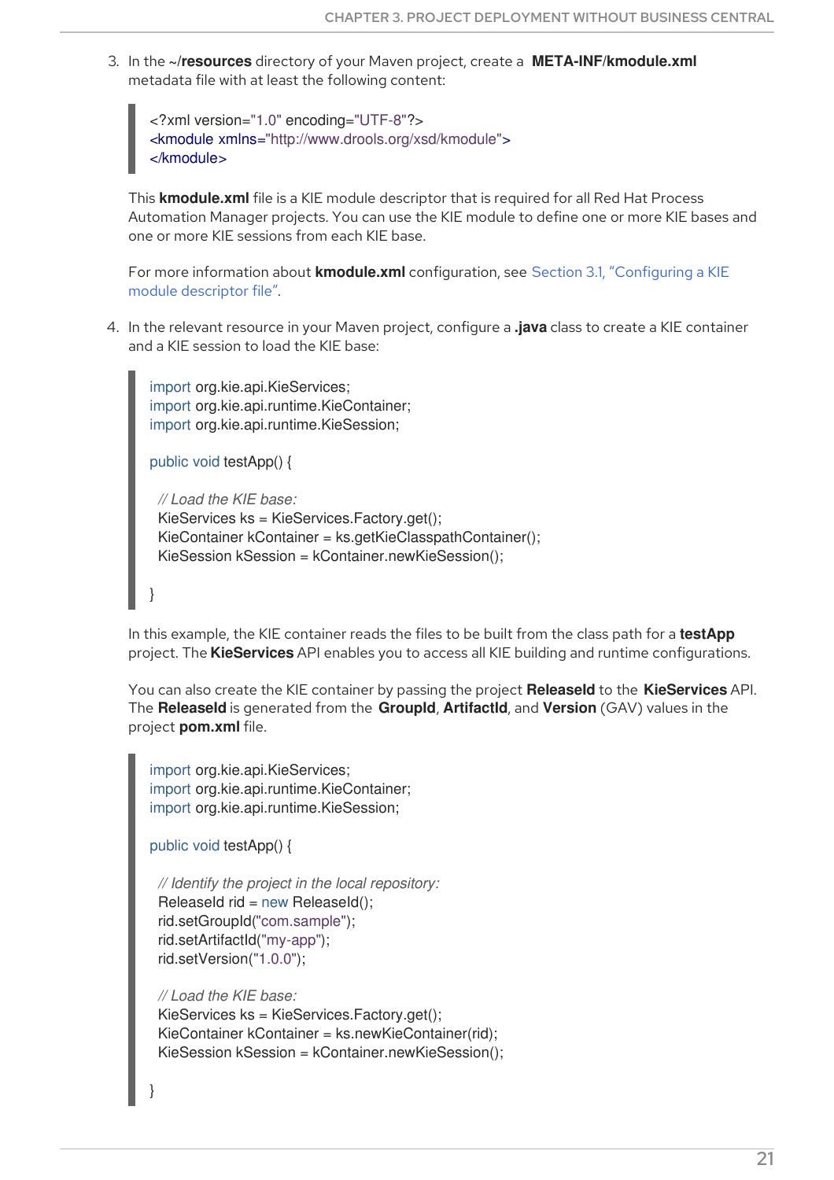3. In the ~/**resources** directory of your Maven project, create a **META-INF/kmodule.xml** metadata file with at least the following content:

   ```
   <?xml version="1.0" encoding="UTF-8"?>
   <kmodule xmlns="http://www.drools.org/xsd/kmodule">
   </kmodule>
   ```

   This **kmodule.xml** file is a KIE module descriptor that is required for all Red Hat Process Automation Manager projects. You can use the KIE module to define one or more KIE bases and one or more KIE sessions from each KIE base.

   For more information about **kmodule.xml** configuration, see Section 3.1, "Configuring a KIE module descriptor file".

4. In the relevant resource in your Maven project, configure a **.java** class to create a KIE container and a KIE session to load the KIE base:

   ```
   import org.kie.api.KieServices;
   import org.kie.api.runtime.KieContainer;
   import org.kie.api.runtime.KieSession;

   public void testApp() {

     // Load the KIE base:
     KieServices ks = KieServices.Factory.get();
     KieContainer kContainer = ks.getKieClasspathContainer();
     KieSession kSession = kContainer.newKieSession();

   }
   ```

   In this example, the KIE container reads the files to be built from the class path for a **testApp** project. The **KieServices** API enables you to access all KIE building and runtime configurations.

   You can also create the KIE container by passing the project **ReleaseId** to the **KieServices** API. The **ReleaseId** is generated from the **GroupId**, **ArtifactId**, and **Version** (GAV) values in the project **pom.xml** file.

   ```
   import org.kie.api.KieServices;
   import org.kie.api.runtime.KieContainer;
   import org.kie.api.runtime.KieSession;

   public void testApp() {

     // Identify the project in the local repository:
     ReleaseId rid = new ReleaseId();
     rid.setGroupId("com.sample");
     rid.setArtifactId("my-app");
     rid.setVersion("1.0.0");

     // Load the KIE base:
     KieServices ks = KieServices.Factory.get();
     KieContainer kContainer = ks.newKieContainer(rid);
     KieSession kSession = kContainer.newKieSession();

   }
   ```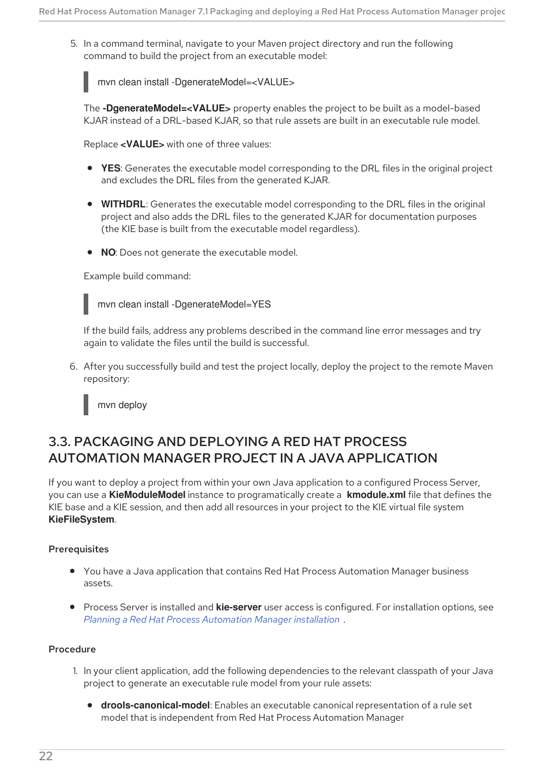5. In a command terminal, navigate to your Maven project directory and run the following command to build the project from an executable model:

   ```
   mvn clean install -DgenerateModel=<VALUE>
   ```

   The **-DgenerateModel=<VALUE>** property enables the project to be built as a model-based KJAR instead of a DRL-based KJAR, so that rule assets are built in an executable rule model.

   Replace **<VALUE>** with one of three values:

   - **YES**: Generates the executable model corresponding to the DRL files in the original project and excludes the DRL files from the generated KJAR.
   - **WITHDRL**: Generates the executable model corresponding to the DRL files in the original project and also adds the DRL files to the generated KJAR for documentation purposes (the KIE base is built from the executable model regardless).
   - **NO**: Does not generate the executable model.

   Example build command:

   ```
   mvn clean install -DgenerateModel=YES
   ```

   If the build fails, address any problems described in the command line error messages and try again to validate the files until the build is successful.

6. After you successfully build and test the project locally, deploy the project to the remote Maven repository:

   ```
   mvn deploy
   ```

## 3.3. PACKAGING AND DEPLOYING A RED HAT PROCESS AUTOMATION MANAGER PROJECT IN A JAVA APPLICATION

If you want to deploy a project from within your own Java application to a configured Process Server, you can use a **KieModuleModel** instance to programatically create a **kmodule.xml** file that defines the KIE base and a KIE session, and then add all resources in your project to the KIE virtual file system **KieFileSystem**.

### Prerequisites

- You have a Java application that contains Red Hat Process Automation Manager business assets.
- Process Server is installed and **kie-server** user access is configured. For installation options, see *Planning a Red Hat Process Automation Manager installation* .

### Procedure

1. In your client application, add the following dependencies to the relevant classpath of your Java project to generate an executable rule model from your rule assets:

   - **drools-canonical-model**: Enables an executable canonical representation of a rule set model that is independent from Red Hat Process Automation Manager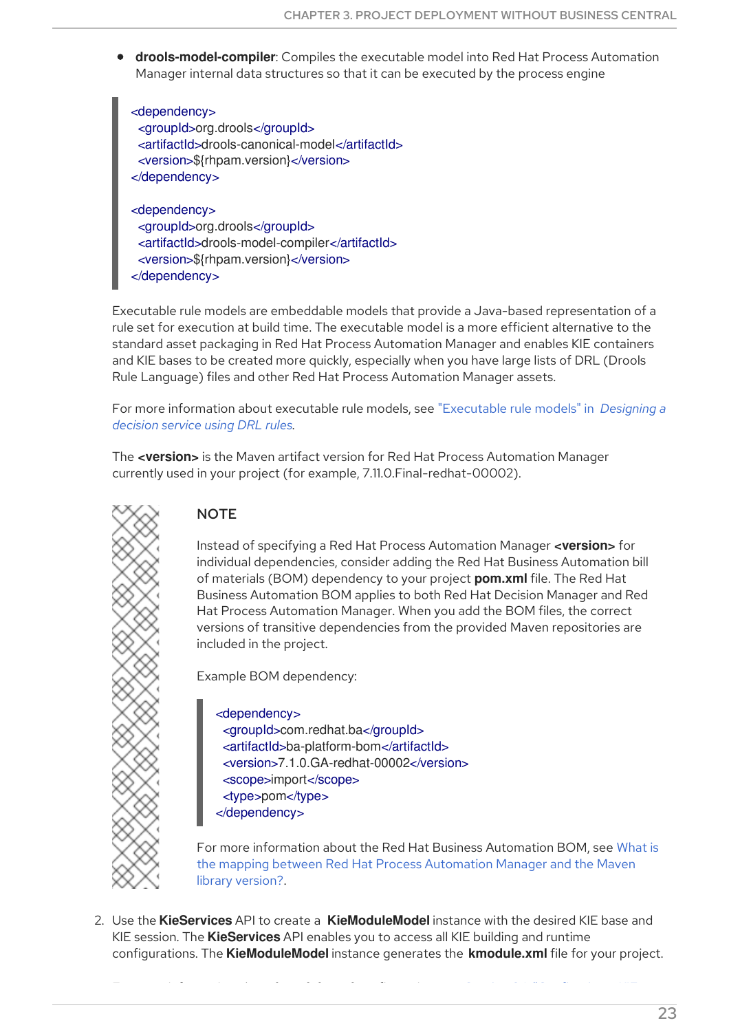- **drools-model-compiler**: Compiles the executable model into Red Hat Process Automation Manager internal data structures so that it can be executed by the process engine

```
<dependency>
  <groupId>org.drools</groupId>
  <artifactId>drools-canonical-model</artifactId>
  <version>${rhpam.version}</version>
</dependency>

<dependency>
  <groupId>org.drools</groupId>
  <artifactId>drools-model-compiler</artifactId>
  <version>${rhpam.version}</version>
</dependency>
```

Executable rule models are embeddable models that provide a Java-based representation of a rule set for execution at build time. The executable model is a more efficient alternative to the standard asset packaging in Red Hat Process Automation Manager and enables KIE containers and KIE bases to be created more quickly, especially when you have large lists of DRL (Drools Rule Language) files and other Red Hat Process Automation Manager assets.

For more information about executable rule models, see "Executable rule models" in *Designing a decision service using DRL rules*.

The **<version>** is the Maven artifact version for Red Hat Process Automation Manager currently used in your project (for example, 7.11.0.Final-redhat-00002).

> **NOTE**
>
> Instead of specifying a Red Hat Process Automation Manager **<version>** for individual dependencies, consider adding the Red Hat Business Automation bill of materials (BOM) dependency to your project **pom.xml** file. The Red Hat Business Automation BOM applies to both Red Hat Decision Manager and Red Hat Process Automation Manager. When you add the BOM files, the correct versions of transitive dependencies from the provided Maven repositories are included in the project.
>
> Example BOM dependency:
>
> ```
> <dependency>
>   <groupId>com.redhat.ba</groupId>
>   <artifactId>ba-platform-bom</artifactId>
>   <version>7.1.0.GA-redhat-00002</version>
>   <scope>import</scope>
>   <type>pom</type>
> </dependency>
> ```
>
> For more information about the Red Hat Business Automation BOM, see What is the mapping between Red Hat Process Automation Manager and the Maven library version?.

2. Use the **KieServices** API to create a **KieModuleModel** instance with the desired KIE base and KIE session. The **KieServices** API enables you to access all KIE building and runtime configurations. The **KieModuleModel** instance generates the **kmodule.xml** file for your project.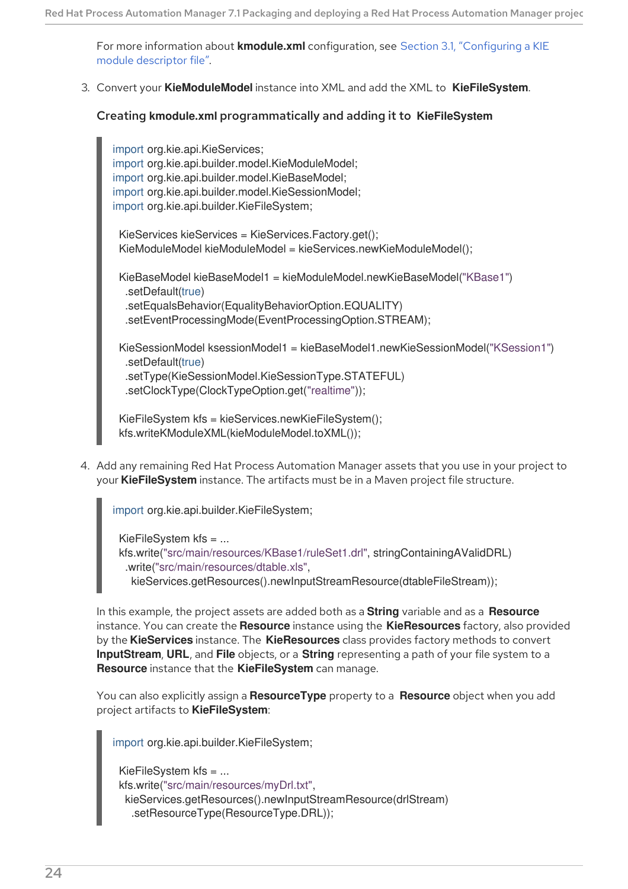For more information about **kmodule.xml** configuration, see Section 3.1, "Configuring a KIE module descriptor file".

3. Convert your **KieModuleModel** instance into XML and add the XML to **KieFileSystem**.

   **Creating kmodule.xml programmatically and adding it to KieFileSystem**

```
import org.kie.api.KieServices;
import org.kie.api.builder.model.KieModuleModel;
import org.kie.api.builder.model.KieBaseModel;
import org.kie.api.builder.model.KieSessionModel;
import org.kie.api.builder.KieFileSystem;

  KieServices kieServices = KieServices.Factory.get();
  KieModuleModel kieModuleModel = kieServices.newKieModuleModel();

  KieBaseModel kieBaseModel1 = kieModuleModel.newKieBaseModel("KBase1")
    .setDefault(true)
    .setEqualsBehavior(EqualityBehaviorOption.EQUALITY)
    .setEventProcessingMode(EventProcessingOption.STREAM);

  KieSessionModel ksessionModel1 = kieBaseModel1.newKieSessionModel("KSession1")
    .setDefault(true)
    .setType(KieSessionModel.KieSessionType.STATEFUL)
    .setClockType(ClockTypeOption.get("realtime"));

  KieFileSystem kfs = kieServices.newKieFileSystem();
  kfs.writeKModuleXML(kieModuleModel.toXML());
```

4. Add any remaining Red Hat Process Automation Manager assets that you use in your project to your **KieFileSystem** instance. The artifacts must be in a Maven project file structure.

```
import org.kie.api.builder.KieFileSystem;

  KieFileSystem kfs = ...
  kfs.write("src/main/resources/KBase1/ruleSet1.drl", stringContainingAValidDRL)
    .write("src/main/resources/dtable.xls",
      kieServices.getResources().newInputStreamResource(dtableFileStream));
```

   In this example, the project assets are added both as a **String** variable and as a **Resource** instance. You can create the **Resource** instance using the **KieResources** factory, also provided by the **KieServices** instance. The **KieResources** class provides factory methods to convert **InputStream**, **URL**, and **File** objects, or a **String** representing a path of your file system to a **Resource** instance that the **KieFileSystem** can manage.

   You can also explicitly assign a **ResourceType** property to a **Resource** object when you add project artifacts to **KieFileSystem**:

```
import org.kie.api.builder.KieFileSystem;

  KieFileSystem kfs = ...
  kfs.write("src/main/resources/myDrl.txt",
    kieServices.getResources().newInputStreamResource(drlStream)
      .setResourceType(ResourceType.DRL));
```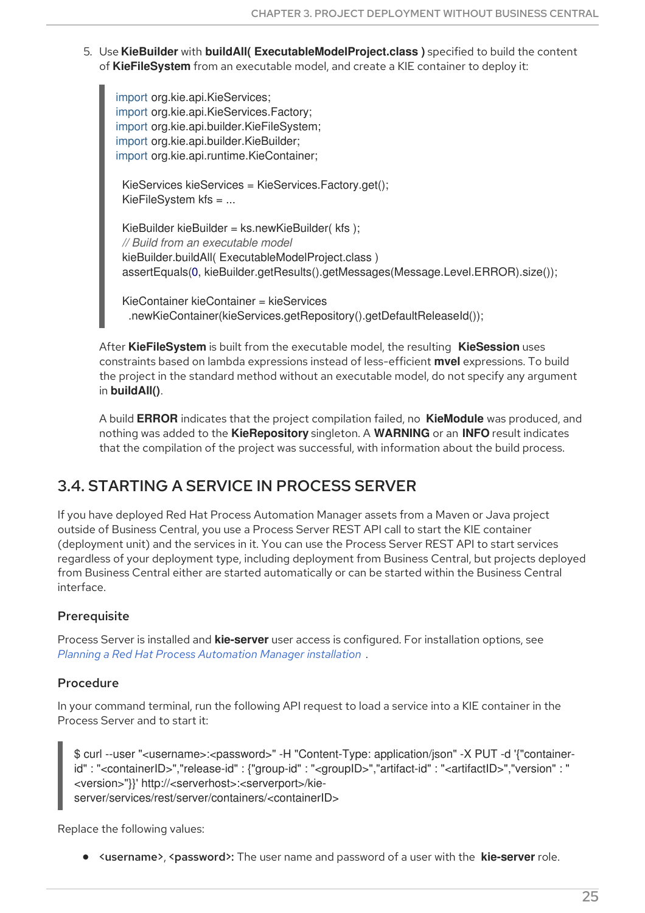5. Use **KieBuilder** with **buildAll( ExecutableModelProject.class )** specified to build the content of **KieFileSystem** from an executable model, and create a KIE container to deploy it:

```
import org.kie.api.KieServices;
import org.kie.api.KieServices.Factory;
import org.kie.api.builder.KieFileSystem;
import org.kie.api.builder.KieBuilder;
import org.kie.api.runtime.KieContainer;

  KieServices kieServices = KieServices.Factory.get();
  KieFileSystem kfs = ...

  KieBuilder kieBuilder = ks.newKieBuilder( kfs );
  // Build from an executable model
  kieBuilder.buildAll( ExecutableModelProject.class )
  assertEquals(0, kieBuilder.getResults().getMessages(Message.Level.ERROR).size());

  KieContainer kieContainer = kieServices
    .newKieContainer(kieServices.getRepository().getDefaultReleaseId());
```

After **KieFileSystem** is built from the executable model, the resulting **KieSession** uses constraints based on lambda expressions instead of less-efficient **mvel** expressions. To build the project in the standard method without an executable model, do not specify any argument in **buildAll()**.

A build **ERROR** indicates that the project compilation failed, no **KieModule** was produced, and nothing was added to the **KieRepository** singleton. A **WARNING** or an **INFO** result indicates that the compilation of the project was successful, with information about the build process.

## 3.4. STARTING A SERVICE IN PROCESS SERVER

If you have deployed Red Hat Process Automation Manager assets from a Maven or Java project outside of Business Central, you use a Process Server REST API call to start the KIE container (deployment unit) and the services in it. You can use the Process Server REST API to start services regardless of your deployment type, including deployment from Business Central, but projects deployed from Business Central either are started automatically or can be started within the Business Central interface.

### Prerequisite

Process Server is installed and **kie-server** user access is configured. For installation options, see *Planning a Red Hat Process Automation Manager installation* .

### Procedure

In your command terminal, run the following API request to load a service into a KIE container in the Process Server and to start it:

```
$ curl --user "<username>:<password>" -H "Content-Type: application/json" -X PUT -d '{"container-id" : "<containerID>","release-id" : {"group-id" : "<groupID>","artifact-id" : "<artifactID>","version" : "<version>"}}' http://<serverhost>:<serverport>/kie-server/services/rest/server/containers/<containerID>
```

Replace the following values:

- **<username>**, **<password>:** The user name and password of a user with the **kie-server** role.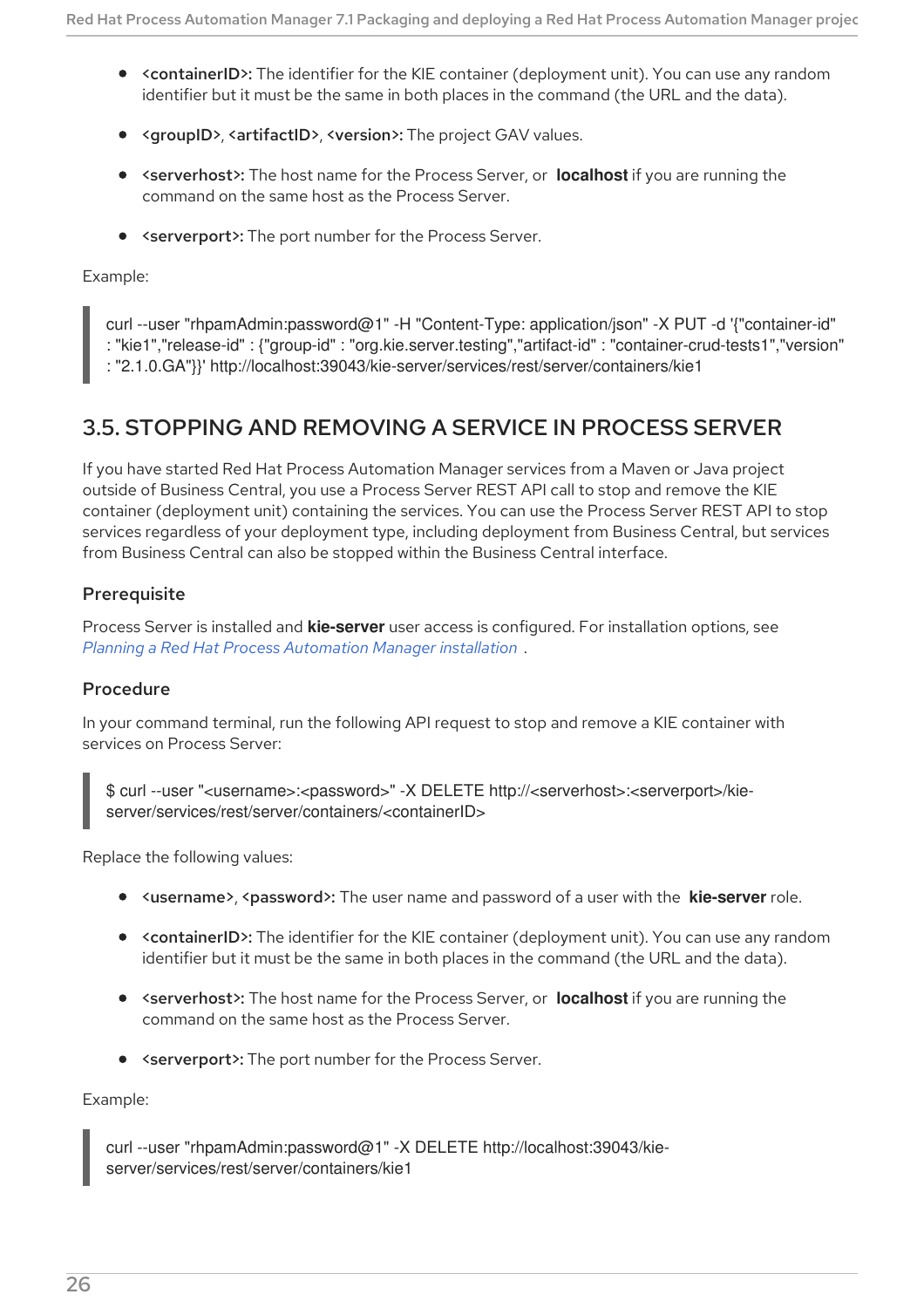- **<containerID>:** The identifier for the KIE container (deployment unit). You can use any random identifier but it must be the same in both places in the command (the URL and the data).
- **<groupID>**, **<artifactID>**, **<version>:** The project GAV values.
- **<serverhost>:** The host name for the Process Server, or **localhost** if you are running the command on the same host as the Process Server.
- **<serverport>:** The port number for the Process Server.

Example:

```
curl --user "rhpamAdmin:password@1" -H "Content-Type: application/json" -X PUT -d '{"container-id" : "kie1","release-id" : {"group-id" : "org.kie.server.testing","artifact-id" : "container-crud-tests1","version" : "2.1.0.GA"}}' http://localhost:39043/kie-server/services/rest/server/containers/kie1
```

## 3.5. STOPPING AND REMOVING A SERVICE IN PROCESS SERVER

If you have started Red Hat Process Automation Manager services from a Maven or Java project outside of Business Central, you use a Process Server REST API call to stop and remove the KIE container (deployment unit) containing the services. You can use the Process Server REST API to stop services regardless of your deployment type, including deployment from Business Central, but services from Business Central can also be stopped within the Business Central interface.

### Prerequisite

Process Server is installed and **kie-server** user access is configured. For installation options, see *Planning a Red Hat Process Automation Manager installation* .

### Procedure

In your command terminal, run the following API request to stop and remove a KIE container with services on Process Server:

```
$ curl --user "<username>:<password>" -X DELETE http://<serverhost>:<serverport>/kie-server/services/rest/server/containers/<containerID>
```

Replace the following values:

- **<username>**, **<password>:** The user name and password of a user with the **kie-server** role.
- **<containerID>:** The identifier for the KIE container (deployment unit). You can use any random identifier but it must be the same in both places in the command (the URL and the data).
- **<serverhost>:** The host name for the Process Server, or **localhost** if you are running the command on the same host as the Process Server.
- **<serverport>:** The port number for the Process Server.

Example:

```
curl --user "rhpamAdmin:password@1" -X DELETE http://localhost:39043/kie-server/services/rest/server/containers/kie1
```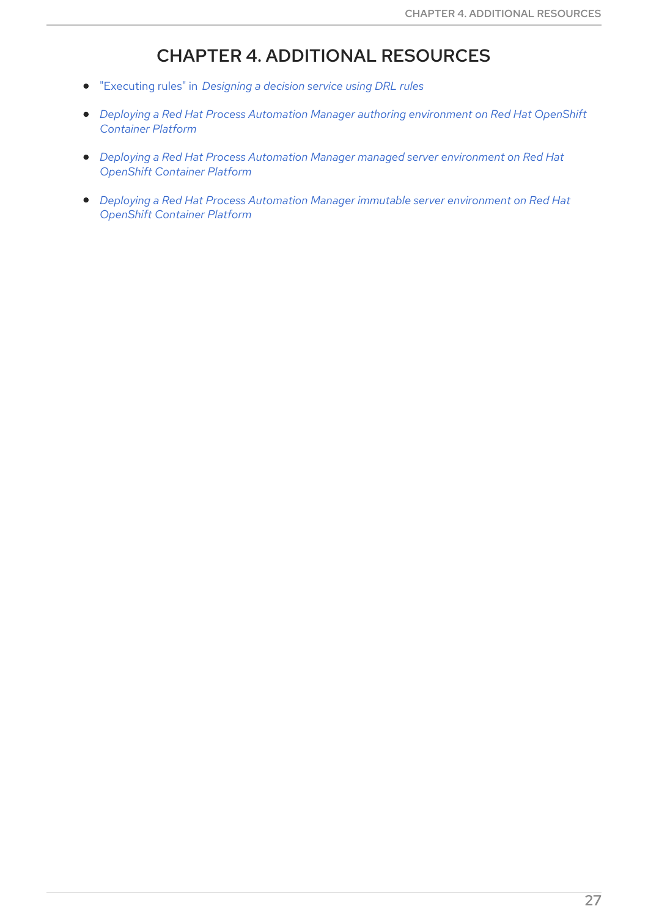# CHAPTER 4. ADDITIONAL RESOURCES

- "Executing rules" in *Designing a decision service using DRL rules*
- *Deploying a Red Hat Process Automation Manager authoring environment on Red Hat OpenShift Container Platform*
- *Deploying a Red Hat Process Automation Manager managed server environment on Red Hat OpenShift Container Platform*
- *Deploying a Red Hat Process Automation Manager immutable server environment on Red Hat OpenShift Container Platform*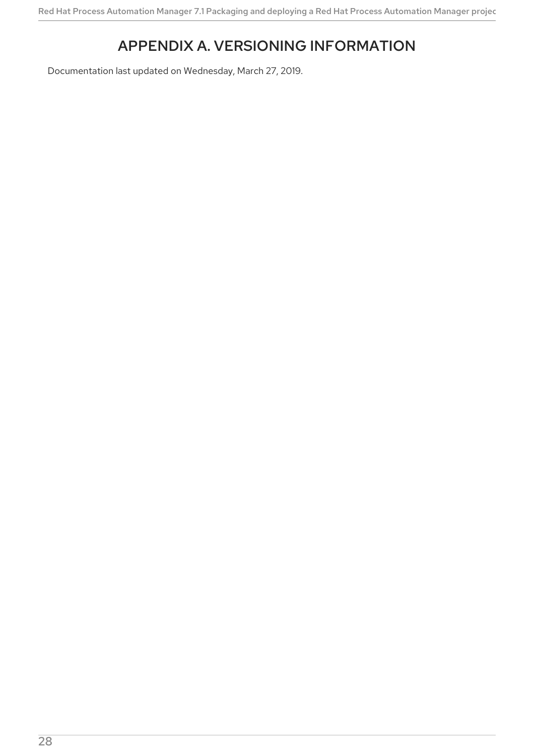# APPENDIX A. VERSIONING INFORMATION

Documentation last updated on Wednesday, March 27, 2019.